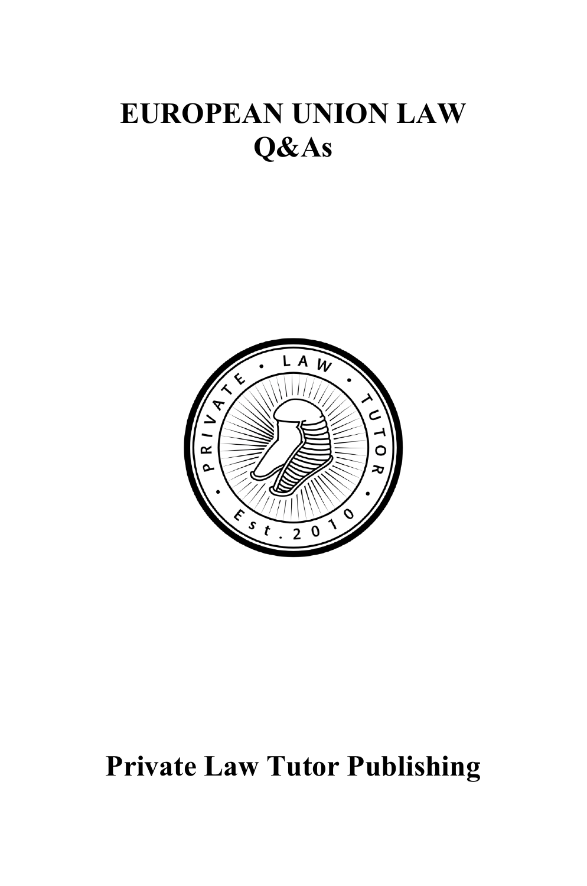# EUROPEAN UNION LAW
# Q&As

PRIVATE • LAW • TUTOR • Est. 2010

# Private Law Tutor Publishing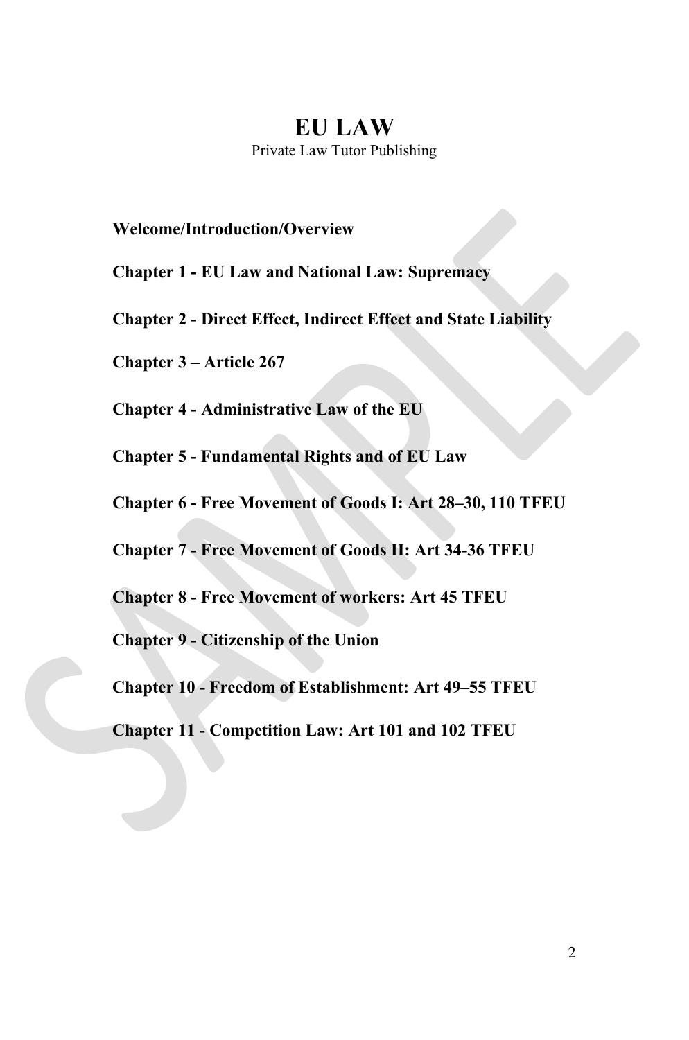# EU LAW

Private Law Tutor Publishing

**Welcome/Introduction/Overview**

**Chapter 1 - EU Law and National Law: Supremacy**

**Chapter 2 - Direct Effect, Indirect Effect and State Liability**

**Chapter 3 – Article 267**

**Chapter 4 - Administrative Law of the EU**

**Chapter 5 - Fundamental Rights and of EU Law**

**Chapter 6 - Free Movement of Goods I: Art 28–30, 110 TFEU**

**Chapter 7 - Free Movement of Goods II: Art 34-36 TFEU**

**Chapter 8 - Free Movement of workers: Art 45 TFEU**

**Chapter 9 - Citizenship of the Union**

**Chapter 10 - Freedom of Establishment: Art 49–55 TFEU**

**Chapter 11 - Competition Law: Art 101 and 102 TFEU**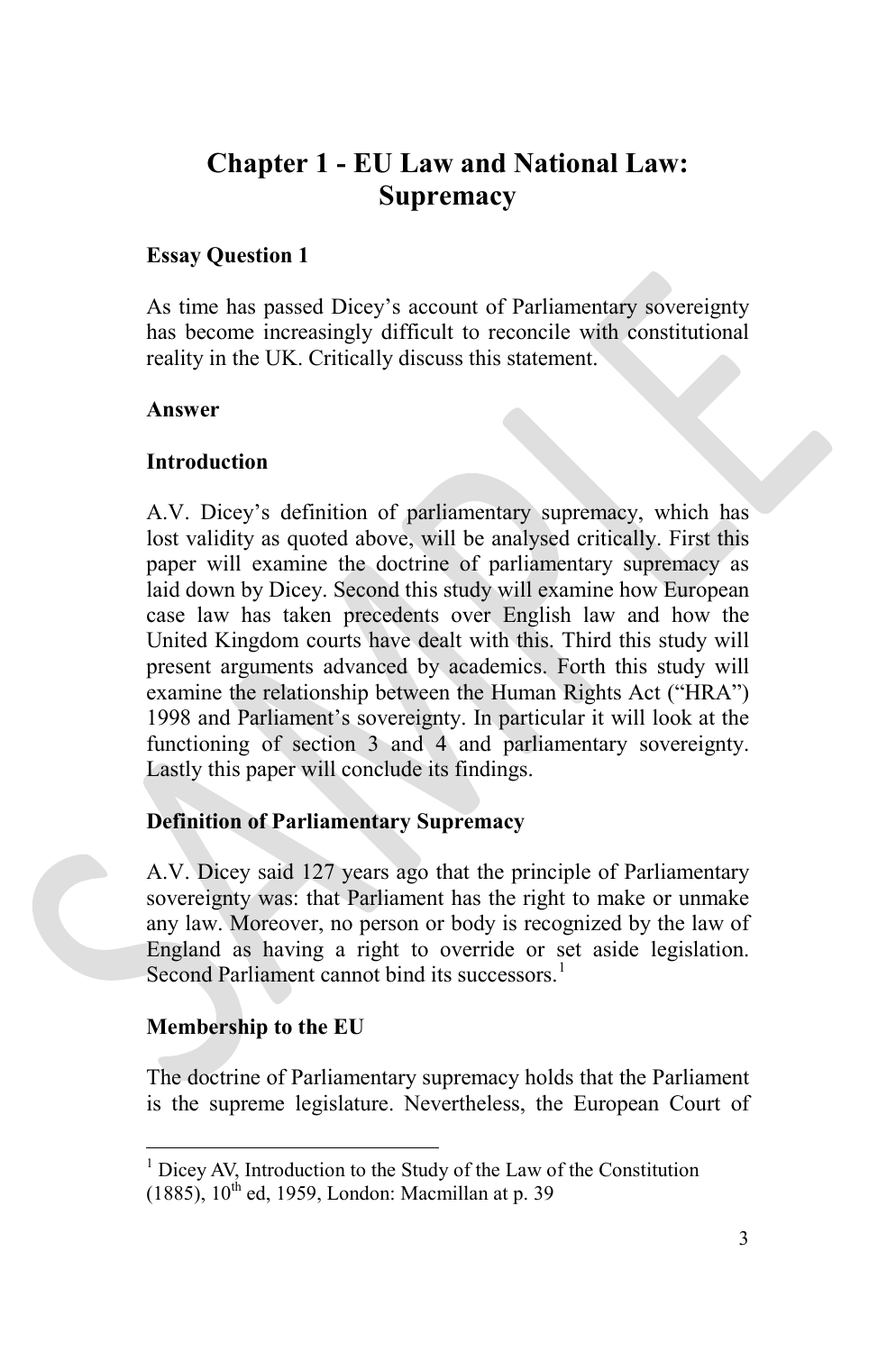# Chapter 1 - EU Law and National Law: Supremacy

**Essay Question 1**

As time has passed Dicey's account of Parliamentary sovereignty has become increasingly difficult to reconcile with constitutional reality in the UK. Critically discuss this statement.

**Answer**

**Introduction**

A.V. Dicey's definition of parliamentary supremacy, which has lost validity as quoted above, will be analysed critically. First this paper will examine the doctrine of parliamentary supremacy as laid down by Dicey. Second this study will examine how European case law has taken precedents over English law and how the United Kingdom courts have dealt with this. Third this study will present arguments advanced by academics. Forth this study will examine the relationship between the Human Rights Act ("HRA") 1998 and Parliament's sovereignty. In particular it will look at the functioning of section 3 and 4 and parliamentary sovereignty. Lastly this paper will conclude its findings.

**Definition of Parliamentary Supremacy**

A.V. Dicey said 127 years ago that the principle of Parliamentary sovereignty was: that Parliament has the right to make or unmake any law. Moreover, no person or body is recognized by the law of England as having a right to override or set aside legislation. Second Parliament cannot bind its successors.[1]

**Membership to the EU**

The doctrine of Parliamentary supremacy holds that the Parliament is the supreme legislature. Nevertheless, the European Court of

---

[1] Dicey AV, Introduction to the Study of the Law of the Constitution (1885), 10th ed, 1959, London: Macmillan at p. 39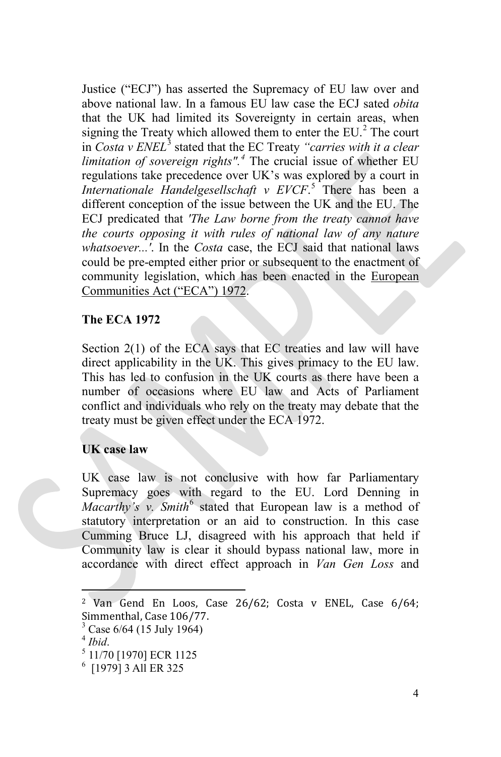Justice ("ECJ") has asserted the Supremacy of EU law over and above national law. In a famous EU law case the ECJ sated *obita* that the UK had limited its Sovereignty in certain areas, when signing the Treaty which allowed them to enter the EU.[2] The court in *Costa v ENEL*[3] stated that the EC Treaty *"carries with it a clear limitation of sovereign rights".*[4] The crucial issue of whether EU regulations take precedence over UK's was explored by a court in *Internationale Handelgesellschaft v EVCF*.[5] There has been a different conception of the issue between the UK and the EU. The ECJ predicated that *'The Law borne from the treaty cannot have the courts opposing it with rules of national law of any nature whatsoever...'*. In the *Costa* case, the ECJ said that national laws could be pre-empted either prior or subsequent to the enactment of community legislation, which has been enacted in the <u>European Communities Act ("ECA") 1972</u>.

**The ECA 1972**

Section 2(1) of the ECA says that EC treaties and law will have direct applicability in the UK. This gives primacy to the EU law. This has led to confusion in the UK courts as there have been a number of occasions where EU law and Acts of Parliament conflict and individuals who rely on the treaty may debate that the treaty must be given effect under the ECA 1972.

**UK case law**

UK case law is not conclusive with how far Parliamentary Supremacy goes with regard to the EU. Lord Denning in *Macarthy's v. Smith*[6] stated that European law is a method of statutory interpretation or an aid to construction. In this case Cumming Bruce LJ, disagreed with his approach that held if Community law is clear it should bypass national law, more in accordance with direct effect approach in *Van Gen Loss* and

---

[2] Van Gend En Loos, Case 26/62; Costa v ENEL, Case 6/64; Simmenthal, Case 106/77.

[3] Case 6/64 (15 July 1964)

[4] *Ibid*.

[5] 11/70 [1970] ECR 1125

[6] [1979] 3 All ER 325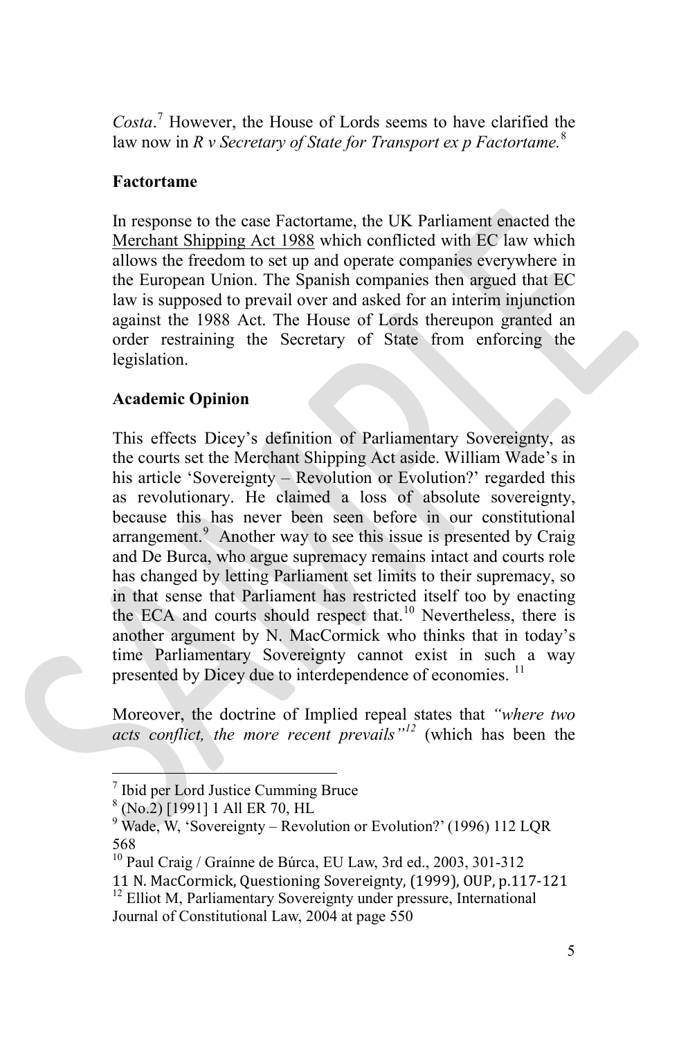*Costa*.[7] However, the House of Lords seems to have clarified the law now in *R v Secretary of State for Transport ex p Factortame.*[8]

**Factortame**

In response to the case Factortame, the UK Parliament enacted the Merchant Shipping Act 1988 which conflicted with EC law which allows the freedom to set up and operate companies everywhere in the European Union. The Spanish companies then argued that EC law is supposed to prevail over and asked for an interim injunction against the 1988 Act. The House of Lords thereupon granted an order restraining the Secretary of State from enforcing the legislation.

**Academic Opinion**

This effects Dicey's definition of Parliamentary Sovereignty, as the courts set the Merchant Shipping Act aside. William Wade's in his article 'Sovereignty – Revolution or Evolution?' regarded this as revolutionary. He claimed a loss of absolute sovereignty, because this has never been seen before in our constitutional arrangement.[9] Another way to see this issue is presented by Craig and De Burca, who argue supremacy remains intact and courts role has changed by letting Parliament set limits to their supremacy, so in that sense that Parliament has restricted itself too by enacting the ECA and courts should respect that.[10] Nevertheless, there is another argument by N. MacCormick who thinks that in today's time Parliamentary Sovereignty cannot exist in such a way presented by Dicey due to interdependence of economies.[11]

Moreover, the doctrine of Implied repeal states that *"where two acts conflict, the more recent prevails"*[12] (which has been the

---

[7] Ibid per Lord Justice Cumming Bruce

[8] (No.2) [1991] 1 All ER 70, HL

[9] Wade, W, 'Sovereignty – Revolution or Evolution?' (1996) 112 LQR 568

[10] Paul Craig / Graínne de Búrca, EU Law, 3rd ed., 2003, 301-312

11 N. MacCormick, Questioning Sovereignty, (1999), OUP, p.117-121

[12] Elliot M, Parliamentary Sovereignty under pressure, International Journal of Constitutional Law, 2004 at page 550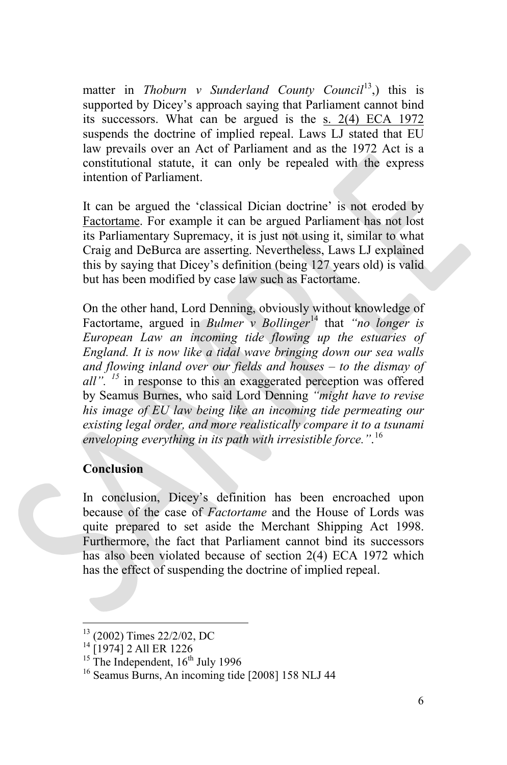matter in *Thoburn v Sunderland County Council*[13],) this is supported by Dicey's approach saying that Parliament cannot bind its successors. What can be argued is the s. 2(4) ECA 1972 suspends the doctrine of implied repeal. Laws LJ stated that EU law prevails over an Act of Parliament and as the 1972 Act is a constitutional statute, it can only be repealed with the express intention of Parliament.

It can be argued the 'classical Dician doctrine' is not eroded by Factortame. For example it can be argued Parliament has not lost its Parliamentary Supremacy, it is just not using it, similar to what Craig and DeBurca are asserting. Nevertheless, Laws LJ explained this by saying that Dicey's definition (being 127 years old) is valid but has been modified by case law such as Factortame.

On the other hand, Lord Denning, obviously without knowledge of Factortame, argued in *Bulmer v Bollinger*[14] that *"no longer is European Law an incoming tide flowing up the estuaries of England. It is now like a tidal wave bringing down our sea walls and flowing inland over our fields and houses – to the dismay of all".* [15] in response to this an exaggerated perception was offered by Seamus Burnes, who said Lord Denning *"might have to revise his image of EU law being like an incoming tide permeating our existing legal order, and more realistically compare it to a tsunami enveloping everything in its path with irresistible force."*.[16]

**Conclusion**

In conclusion, Dicey's definition has been encroached upon because of the case of *Factortame* and the House of Lords was quite prepared to set aside the Merchant Shipping Act 1998. Furthermore, the fact that Parliament cannot bind its successors has also been violated because of section 2(4) ECA 1972 which has the effect of suspending the doctrine of implied repeal.

---

[13] (2002) Times 22/2/02, DC

[14] [1974] 2 All ER 1226

[15] The Independent, 16th July 1996

[16] Seamus Burns, An incoming tide [2008] 158 NLJ 44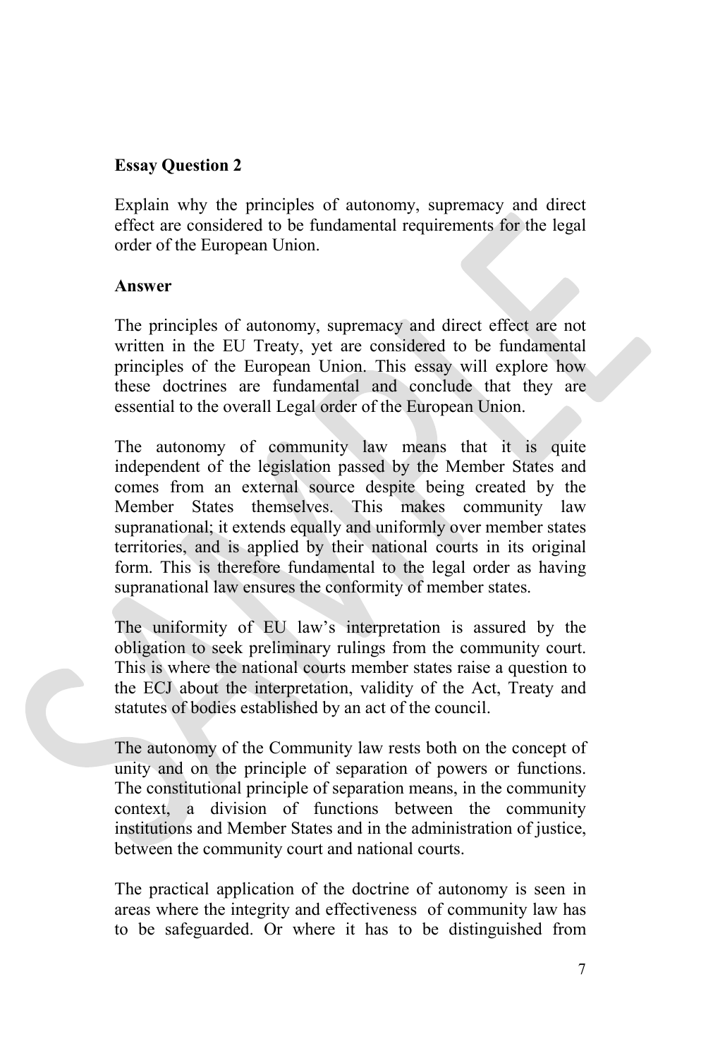**Essay Question 2**

Explain why the principles of autonomy, supremacy and direct effect are considered to be fundamental requirements for the legal order of the European Union.

**Answer**

The principles of autonomy, supremacy and direct effect are not written in the EU Treaty, yet are considered to be fundamental principles of the European Union. This essay will explore how these doctrines are fundamental and conclude that they are essential to the overall Legal order of the European Union.

The autonomy of community law means that it is quite independent of the legislation passed by the Member States and comes from an external source despite being created by the Member States themselves. This makes community law supranational; it extends equally and uniformly over member states territories, and is applied by their national courts in its original form. This is therefore fundamental to the legal order as having supranational law ensures the conformity of member states.

The uniformity of EU law's interpretation is assured by the obligation to seek preliminary rulings from the community court. This is where the national courts member states raise a question to the ECJ about the interpretation, validity of the Act, Treaty and statutes of bodies established by an act of the council.

The autonomy of the Community law rests both on the concept of unity and on the principle of separation of powers or functions. The constitutional principle of separation means, in the community context, a division of functions between the community institutions and Member States and in the administration of justice, between the community court and national courts.

The practical application of the doctrine of autonomy is seen in areas where the integrity and effectiveness of community law has to be safeguarded. Or where it has to be distinguished from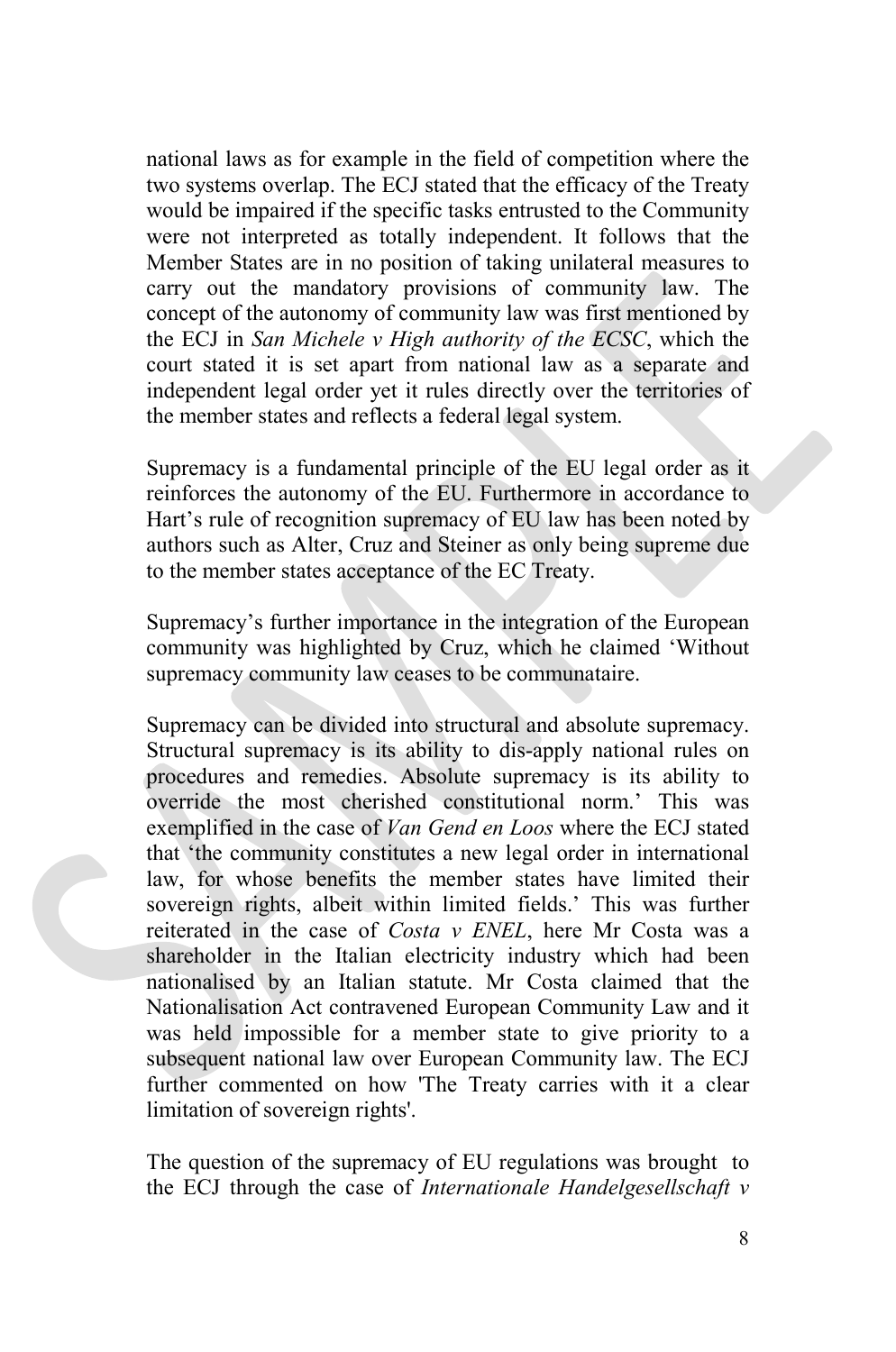national laws as for example in the field of competition where the two systems overlap. The ECJ stated that the efficacy of the Treaty would be impaired if the specific tasks entrusted to the Community were not interpreted as totally independent. It follows that the Member States are in no position of taking unilateral measures to carry out the mandatory provisions of community law. The concept of the autonomy of community law was first mentioned by the ECJ in *San Michele v High authority of the ECSC*, which the court stated it is set apart from national law as a separate and independent legal order yet it rules directly over the territories of the member states and reflects a federal legal system.

Supremacy is a fundamental principle of the EU legal order as it reinforces the autonomy of the EU. Furthermore in accordance to Hart's rule of recognition supremacy of EU law has been noted by authors such as Alter, Cruz and Steiner as only being supreme due to the member states acceptance of the EC Treaty.

Supremacy's further importance in the integration of the European community was highlighted by Cruz, which he claimed 'Without supremacy community law ceases to be communataire.

Supremacy can be divided into structural and absolute supremacy. Structural supremacy is its ability to dis-apply national rules on procedures and remedies. Absolute supremacy is its ability to override the most cherished constitutional norm.' This was exemplified in the case of *Van Gend en Loos* where the ECJ stated that 'the community constitutes a new legal order in international law, for whose benefits the member states have limited their sovereign rights, albeit within limited fields.' This was further reiterated in the case of *Costa v ENEL*, here Mr Costa was a shareholder in the Italian electricity industry which had been nationalised by an Italian statute. Mr Costa claimed that the Nationalisation Act contravened European Community Law and it was held impossible for a member state to give priority to a subsequent national law over European Community law. The ECJ further commented on how 'The Treaty carries with it a clear limitation of sovereign rights'.

The question of the supremacy of EU regulations was brought to the ECJ through the case of *Internationale Handelgesellschaft v*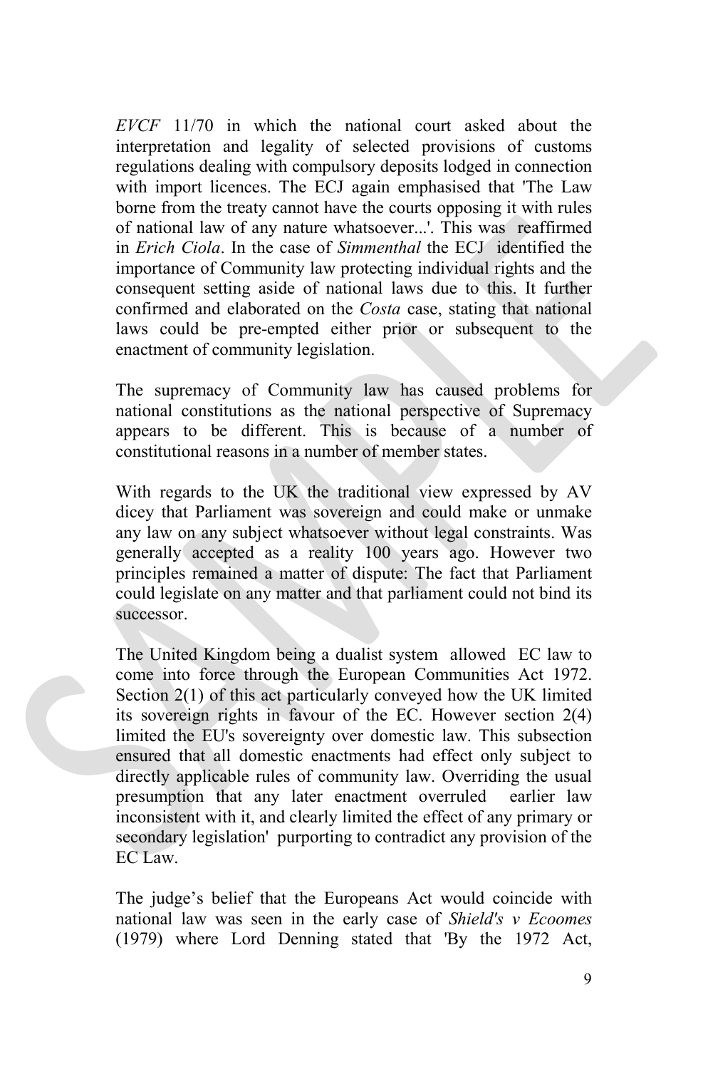*EVCF* 11/70 in which the national court asked about the interpretation and legality of selected provisions of customs regulations dealing with compulsory deposits lodged in connection with import licences. The ECJ again emphasised that 'The Law borne from the treaty cannot have the courts opposing it with rules of national law of any nature whatsoever...'. This was reaffirmed in *Erich Ciola*. In the case of *Simmenthal* the ECJ identified the importance of Community law protecting individual rights and the consequent setting aside of national laws due to this. It further confirmed and elaborated on the *Costa* case, stating that national laws could be pre-empted either prior or subsequent to the enactment of community legislation.

The supremacy of Community law has caused problems for national constitutions as the national perspective of Supremacy appears to be different. This is because of a number of constitutional reasons in a number of member states.

With regards to the UK the traditional view expressed by AV dicey that Parliament was sovereign and could make or unmake any law on any subject whatsoever without legal constraints. Was generally accepted as a reality 100 years ago. However two principles remained a matter of dispute: The fact that Parliament could legislate on any matter and that parliament could not bind its successor.

The United Kingdom being a dualist system allowed EC law to come into force through the European Communities Act 1972. Section 2(1) of this act particularly conveyed how the UK limited its sovereign rights in favour of the EC. However section 2(4) limited the EU's sovereignty over domestic law. This subsection ensured that all domestic enactments had effect only subject to directly applicable rules of community law. Overriding the usual presumption that any later enactment overruled earlier law inconsistent with it, and clearly limited the effect of any primary or secondary legislation' purporting to contradict any provision of the EC Law.

The judge's belief that the Europeans Act would coincide with national law was seen in the early case of *Shield's v Ecoomes* (1979) where Lord Denning stated that 'By the 1972 Act,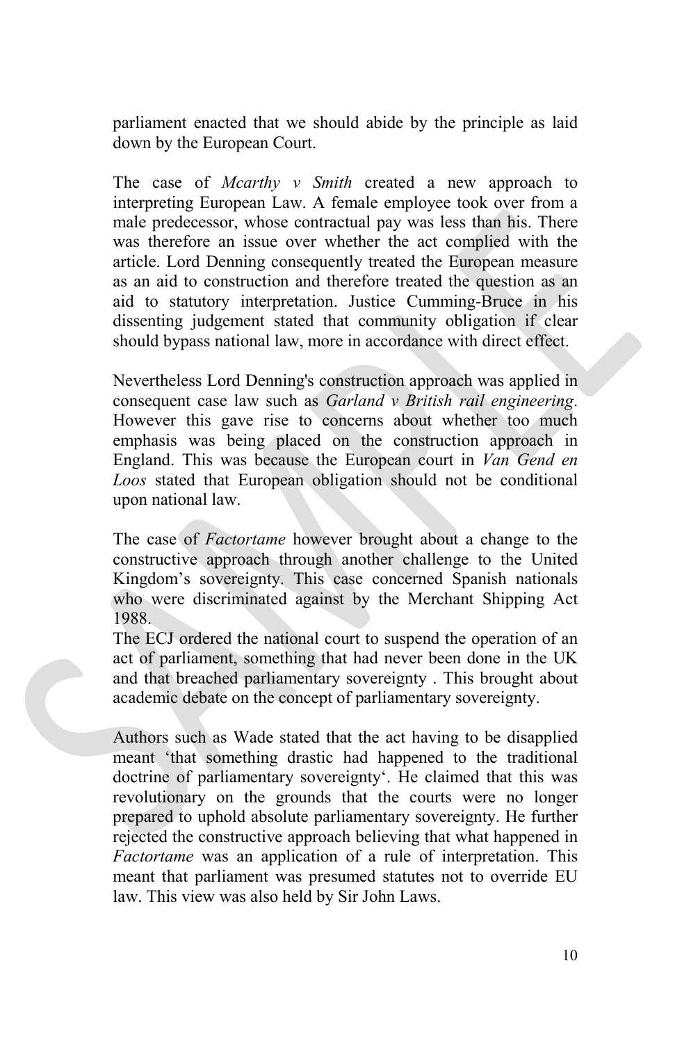parliament enacted that we should abide by the principle as laid down by the European Court.

The case of *Mcarthy v Smith* created a new approach to interpreting European Law. A female employee took over from a male predecessor, whose contractual pay was less than his. There was therefore an issue over whether the act complied with the article. Lord Denning consequently treated the European measure as an aid to construction and therefore treated the question as an aid to statutory interpretation. Justice Cumming-Bruce in his dissenting judgement stated that community obligation if clear should bypass national law, more in accordance with direct effect.

Nevertheless Lord Denning's construction approach was applied in consequent case law such as *Garland v British rail engineering*. However this gave rise to concerns about whether too much emphasis was being placed on the construction approach in England. This was because the European court in *Van Gend en Loos* stated that European obligation should not be conditional upon national law.

The case of *Factortame* however brought about a change to the constructive approach through another challenge to the United Kingdom's sovereignty. This case concerned Spanish nationals who were discriminated against by the Merchant Shipping Act 1988.
The ECJ ordered the national court to suspend the operation of an act of parliament, something that had never been done in the UK and that breached parliamentary sovereignty . This brought about academic debate on the concept of parliamentary sovereignty.

Authors such as Wade stated that the act having to be disapplied meant 'that something drastic had happened to the traditional doctrine of parliamentary sovereignty'. He claimed that this was revolutionary on the grounds that the courts were no longer prepared to uphold absolute parliamentary sovereignty. He further rejected the constructive approach believing that what happened in *Factortame* was an application of a rule of interpretation. This meant that parliament was presumed statutes not to override EU law. This view was also held by Sir John Laws.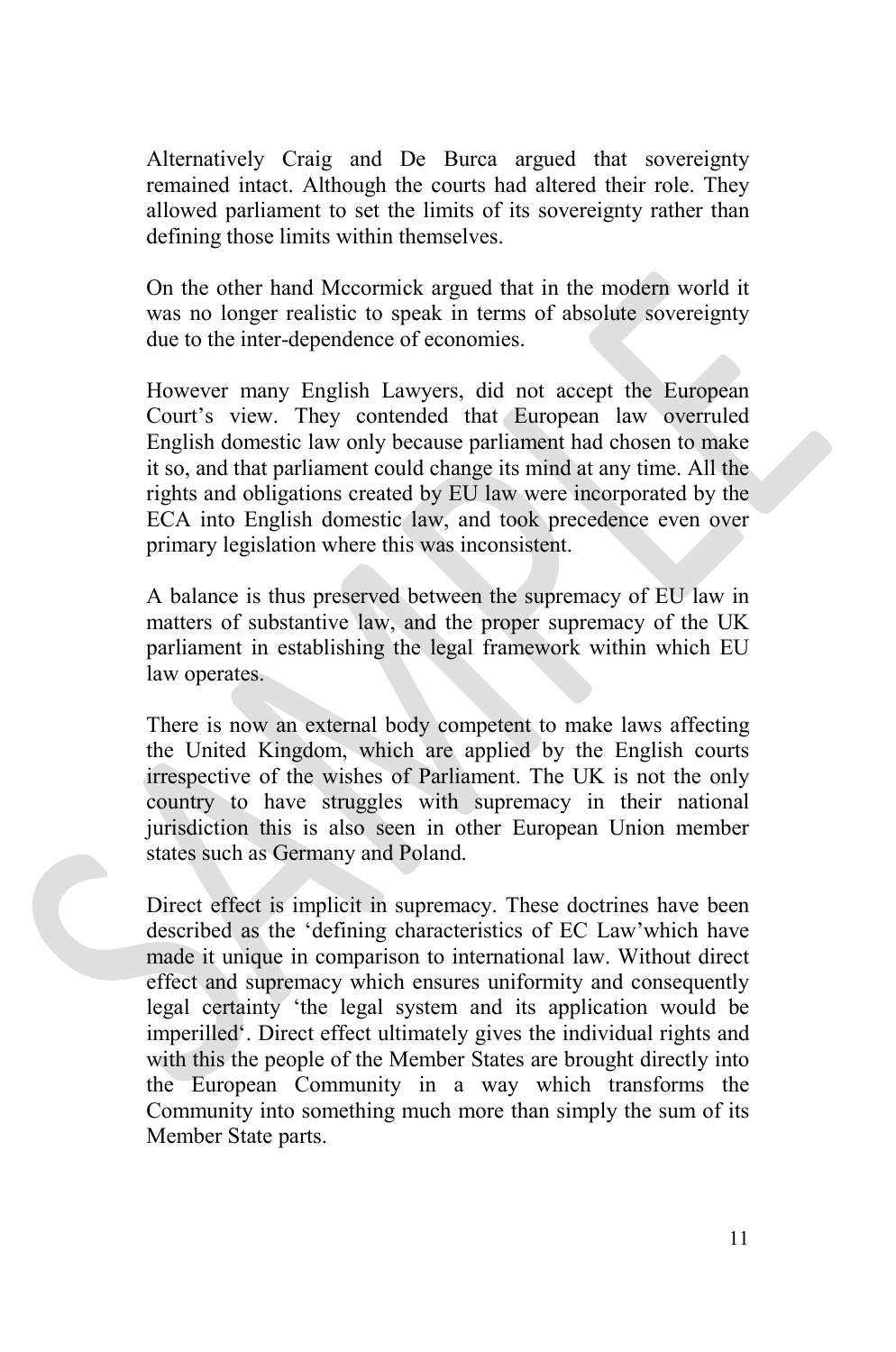Alternatively Craig and De Burca argued that sovereignty remained intact. Although the courts had altered their role. They allowed parliament to set the limits of its sovereignty rather than defining those limits within themselves.

On the other hand Mccormick argued that in the modern world it was no longer realistic to speak in terms of absolute sovereignty due to the inter-dependence of economies.

However many English Lawyers, did not accept the European Court's view. They contended that European law overruled English domestic law only because parliament had chosen to make it so, and that parliament could change its mind at any time. All the rights and obligations created by EU law were incorporated by the ECA into English domestic law, and took precedence even over primary legislation where this was inconsistent.

A balance is thus preserved between the supremacy of EU law in matters of substantive law, and the proper supremacy of the UK parliament in establishing the legal framework within which EU law operates.

There is now an external body competent to make laws affecting the United Kingdom, which are applied by the English courts irrespective of the wishes of Parliament. The UK is not the only country to have struggles with supremacy in their national jurisdiction this is also seen in other European Union member states such as Germany and Poland.

Direct effect is implicit in supremacy. These doctrines have been described as the 'defining characteristics of EC Law'which have made it unique in comparison to international law. Without direct effect and supremacy which ensures uniformity and consequently legal certainty 'the legal system and its application would be imperilled'. Direct effect ultimately gives the individual rights and with this the people of the Member States are brought directly into the European Community in a way which transforms the Community into something much more than simply the sum of its Member State parts.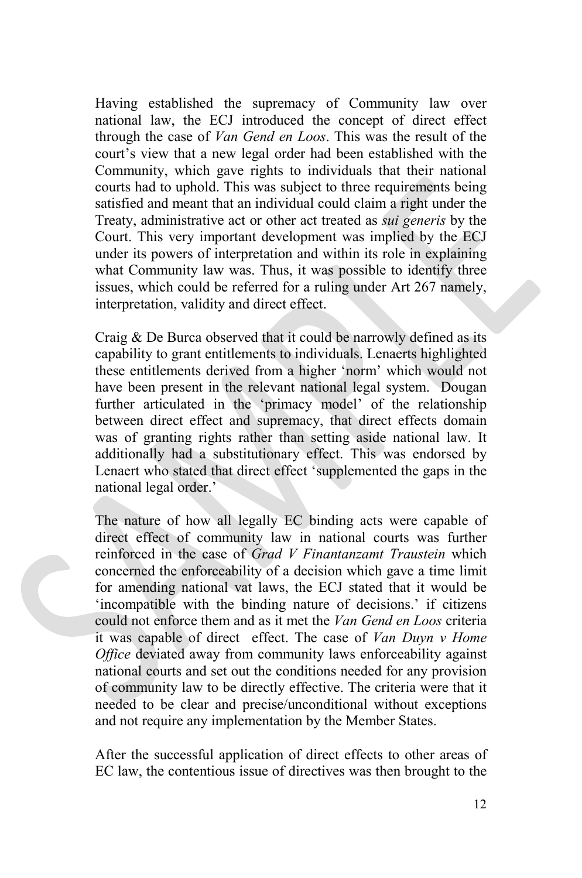Having established the supremacy of Community law over national law, the ECJ introduced the concept of direct effect through the case of *Van Gend en Loos*. This was the result of the court's view that a new legal order had been established with the Community, which gave rights to individuals that their national courts had to uphold. This was subject to three requirements being satisfied and meant that an individual could claim a right under the Treaty, administrative act or other act treated as *sui generis* by the Court. This very important development was implied by the ECJ under its powers of interpretation and within its role in explaining what Community law was. Thus, it was possible to identify three issues, which could be referred for a ruling under Art 267 namely, interpretation, validity and direct effect.

Craig & De Burca observed that it could be narrowly defined as its capability to grant entitlements to individuals. Lenaerts highlighted these entitlements derived from a higher 'norm' which would not have been present in the relevant national legal system. Dougan further articulated in the 'primacy model' of the relationship between direct effect and supremacy, that direct effects domain was of granting rights rather than setting aside national law. It additionally had a substitutionary effect. This was endorsed by Lenaert who stated that direct effect 'supplemented the gaps in the national legal order.'

The nature of how all legally EC binding acts were capable of direct effect of community law in national courts was further reinforced in the case of *Grad V Finantanzamt Traustein* which concerned the enforceability of a decision which gave a time limit for amending national vat laws, the ECJ stated that it would be 'incompatible with the binding nature of decisions.' if citizens could not enforce them and as it met the *Van Gend en Loos* criteria it was capable of direct effect. The case of *Van Duyn v Home Office* deviated away from community laws enforceability against national courts and set out the conditions needed for any provision of community law to be directly effective. The criteria were that it needed to be clear and precise/unconditional without exceptions and not require any implementation by the Member States.

After the successful application of direct effects to other areas of EC law, the contentious issue of directives was then brought to the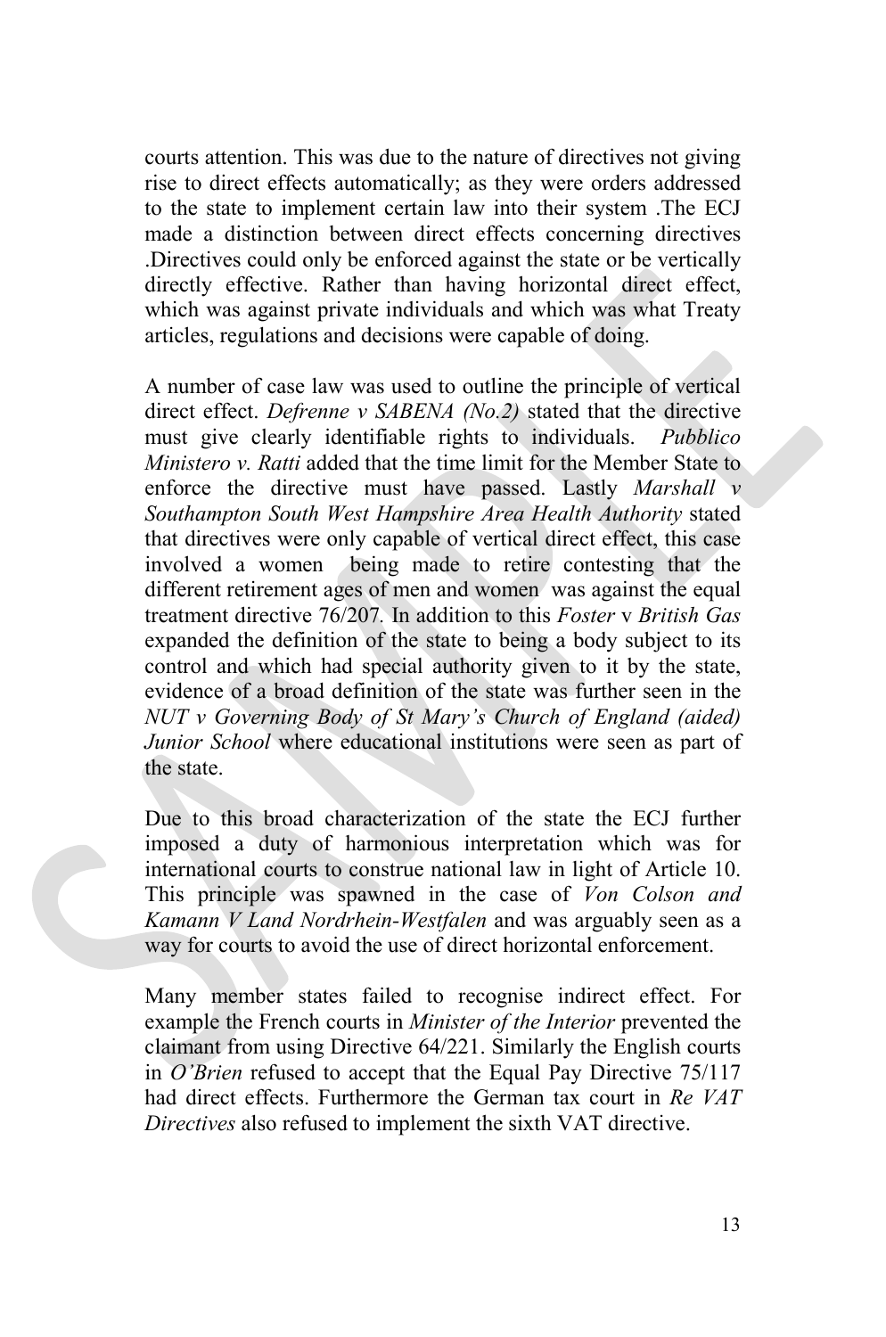courts attention. This was due to the nature of directives not giving rise to direct effects automatically; as they were orders addressed to the state to implement certain law into their system .The ECJ made a distinction between direct effects concerning directives .Directives could only be enforced against the state or be vertically directly effective. Rather than having horizontal direct effect, which was against private individuals and which was what Treaty articles, regulations and decisions were capable of doing.

A number of case law was used to outline the principle of vertical direct effect. *Defrenne v SABENA (No.2)* stated that the directive must give clearly identifiable rights to individuals. *Pubblico Ministero v. Ratti* added that the time limit for the Member State to enforce the directive must have passed. Lastly *Marshall v Southampton South West Hampshire Area Health Authority* stated that directives were only capable of vertical direct effect, this case involved a women being made to retire contesting that the different retirement ages of men and women was against the equal treatment directive 76/207. In addition to this *Foster* v *British Gas* expanded the definition of the state to being a body subject to its control and which had special authority given to it by the state, evidence of a broad definition of the state was further seen in the *NUT v Governing Body of St Mary's Church of England (aided) Junior School* where educational institutions were seen as part of the state.

Due to this broad characterization of the state the ECJ further imposed a duty of harmonious interpretation which was for international courts to construe national law in light of Article 10. This principle was spawned in the case of *Von Colson and Kamann V Land Nordrhein-Westfalen* and was arguably seen as a way for courts to avoid the use of direct horizontal enforcement.

Many member states failed to recognise indirect effect. For example the French courts in *Minister of the Interior* prevented the claimant from using Directive 64/221. Similarly the English courts in *O'Brien* refused to accept that the Equal Pay Directive 75/117 had direct effects. Furthermore the German tax court in *Re VAT Directives* also refused to implement the sixth VAT directive.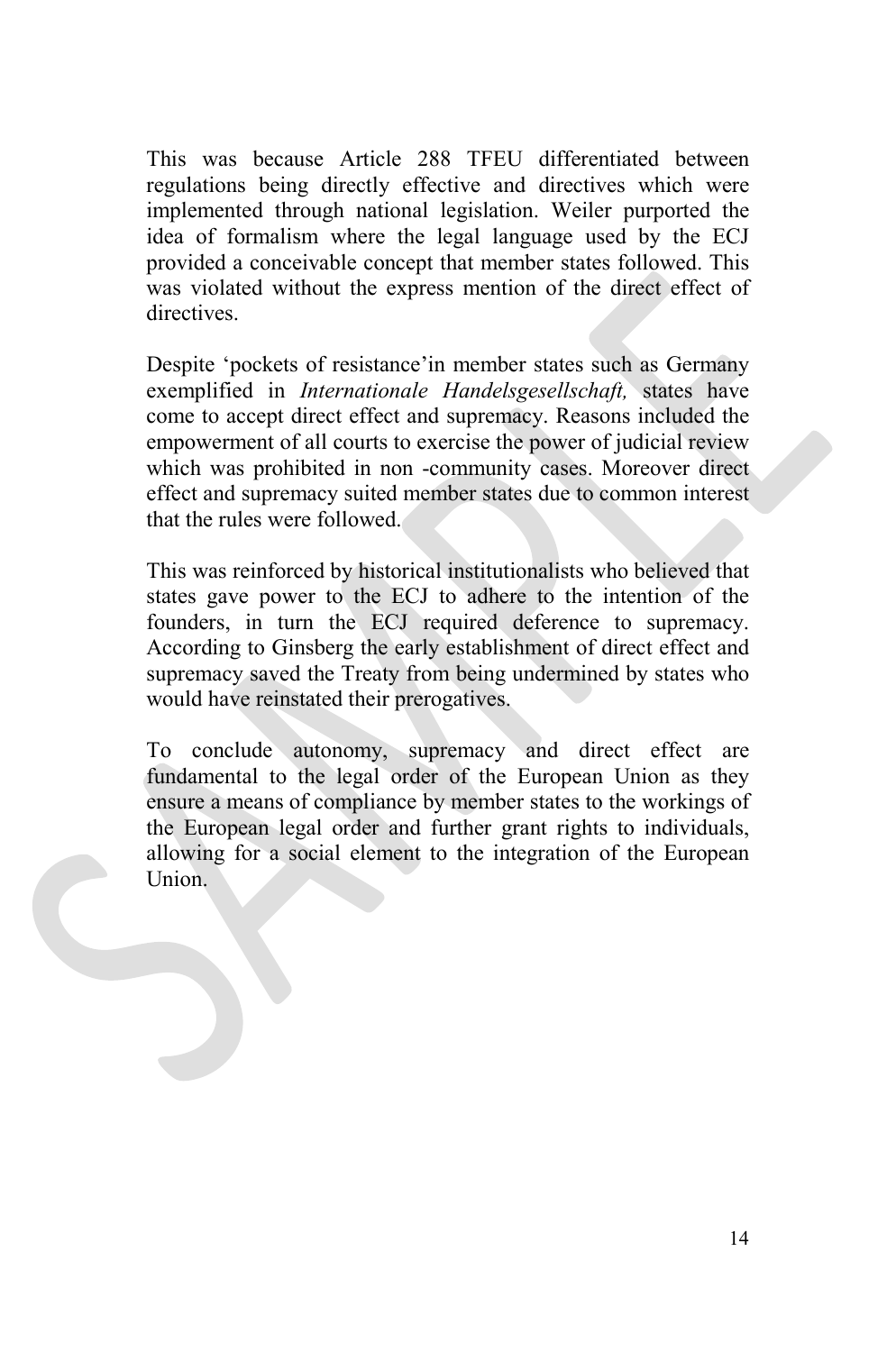This was because Article 288 TFEU differentiated between regulations being directly effective and directives which were implemented through national legislation. Weiler purported the idea of formalism where the legal language used by the ECJ provided a conceivable concept that member states followed. This was violated without the express mention of the direct effect of directives.

Despite 'pockets of resistance'in member states such as Germany exemplified in *Internationale Handelsgesellschaft,* states have come to accept direct effect and supremacy. Reasons included the empowerment of all courts to exercise the power of judicial review which was prohibited in non -community cases. Moreover direct effect and supremacy suited member states due to common interest that the rules were followed.

This was reinforced by historical institutionalists who believed that states gave power to the ECJ to adhere to the intention of the founders, in turn the ECJ required deference to supremacy. According to Ginsberg the early establishment of direct effect and supremacy saved the Treaty from being undermined by states who would have reinstated their prerogatives.

To conclude autonomy, supremacy and direct effect are fundamental to the legal order of the European Union as they ensure a means of compliance by member states to the workings of the European legal order and further grant rights to individuals, allowing for a social element to the integration of the European Union.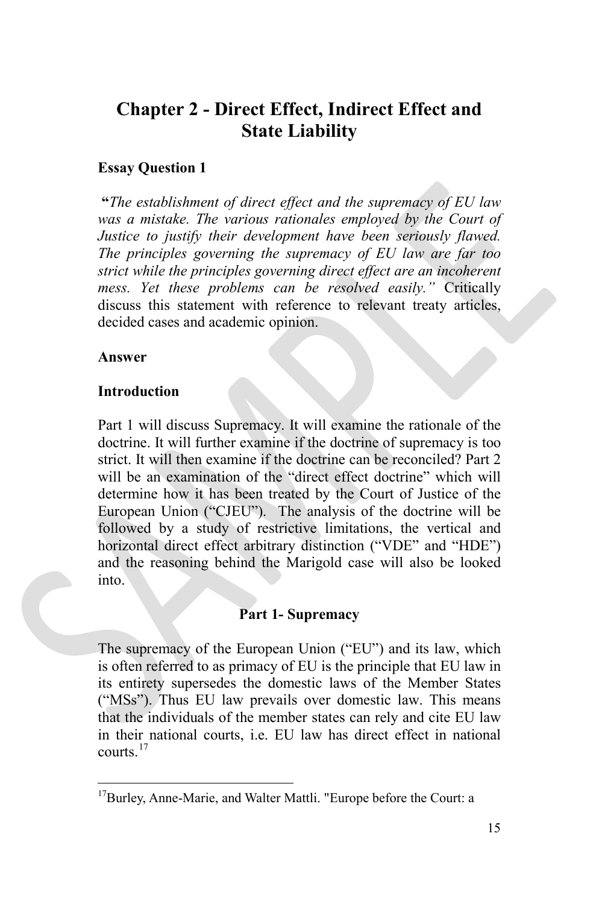# Chapter 2 - Direct Effect, Indirect Effect and State Liability

**Essay Question 1**

**"***The establishment of direct effect and the supremacy of EU law was a mistake. The various rationales employed by the Court of Justice to justify their development have been seriously flawed. The principles governing the supremacy of EU law are far too strict while the principles governing direct effect are an incoherent mess. Yet these problems can be resolved easily."* Critically discuss this statement with reference to relevant treaty articles, decided cases and academic opinion.

**Answer**

**Introduction**

Part 1 will discuss Supremacy. It will examine the rationale of the doctrine. It will further examine if the doctrine of supremacy is too strict. It will then examine if the doctrine can be reconciled? Part 2 will be an examination of the "direct effect doctrine" which will determine how it has been treated by the Court of Justice of the European Union ("CJEU"). The analysis of the doctrine will be followed by a study of restrictive limitations, the vertical and horizontal direct effect arbitrary distinction ("VDE" and "HDE") and the reasoning behind the Marigold case will also be looked into.

**Part 1- Supremacy**

The supremacy of the European Union ("EU") and its law, which is often referred to as primacy of EU is the principle that EU law in its entirety supersedes the domestic laws of the Member States ("MSs"). Thus EU law prevails over domestic law. This means that the individuals of the member states can rely and cite EU law in their national courts, i.e. EU law has direct effect in national courts.[17]

---

[17] Burley, Anne-Marie, and Walter Mattli. "Europe before the Court: a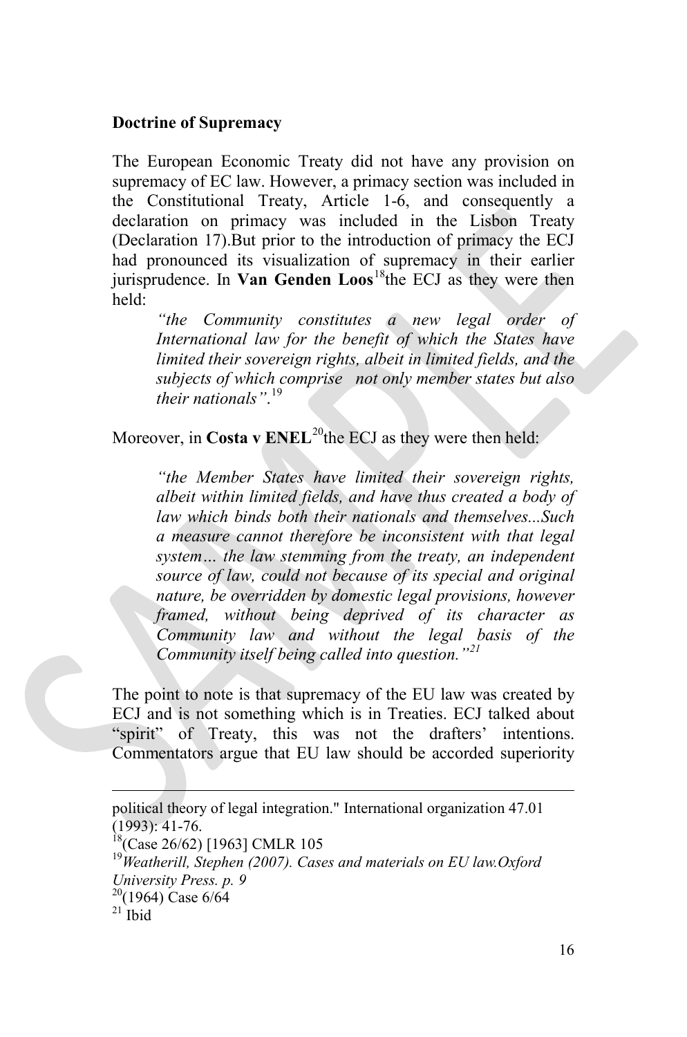**Doctrine of Supremacy**

The European Economic Treaty did not have any provision on supremacy of EC law. However, a primacy section was included in the Constitutional Treaty, Article 1-6, and consequently a declaration on primacy was included in the Lisbon Treaty (Declaration 17).But prior to the introduction of primacy the ECJ had pronounced its visualization of supremacy in their earlier jurisprudence. In **Van Genden Loos**[18]the ECJ as they were then held:

> *"the Community constitutes a new legal order of International law for the benefit of which the States have limited their sovereign rights, albeit in limited fields, and the subjects of which comprise not only member states but also their nationals"*.[19]

Moreover, in **Costa v ENEL**[20]the ECJ as they were then held:

> *"the Member States have limited their sovereign rights, albeit within limited fields, and have thus created a body of law which binds both their nationals and themselves...Such a measure cannot therefore be inconsistent with that legal system… the law stemming from the treaty, an independent source of law, could not because of its special and original nature, be overridden by domestic legal provisions, however framed, without being deprived of its character as Community law and without the legal basis of the Community itself being called into question."*[21]

The point to note is that supremacy of the EU law was created by ECJ and is not something which is in Treaties. ECJ talked about "spirit" of Treaty, this was not the drafters' intentions. Commentators argue that EU law should be accorded superiority

---

political theory of legal integration." International organization 47.01 (1993): 41-76.

[18](Case 26/62) [1963] CMLR 105

[19]*Weatherill, Stephen (2007). Cases and materials on EU law.Oxford University Press. p. 9*

[20](1964) Case 6/64

[21] Ibid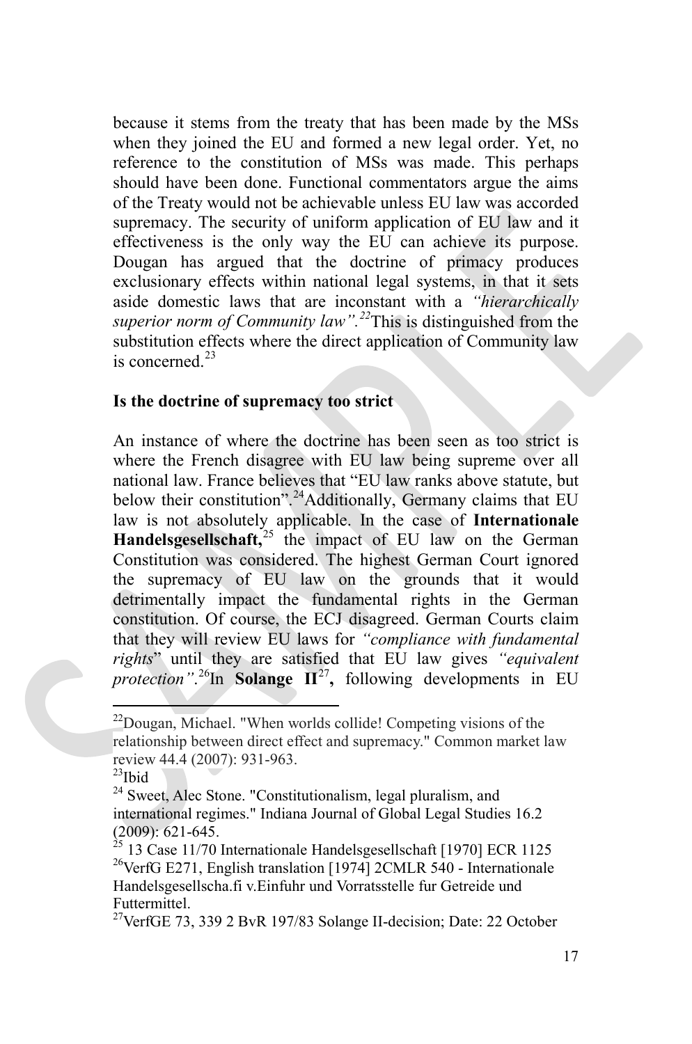because it stems from the treaty that has been made by the MSs when they joined the EU and formed a new legal order. Yet, no reference to the constitution of MSs was made. This perhaps should have been done. Functional commentators argue the aims of the Treaty would not be achievable unless EU law was accorded supremacy. The security of uniform application of EU law and it effectiveness is the only way the EU can achieve its purpose. Dougan has argued that the doctrine of primacy produces exclusionary effects within national legal systems, in that it sets aside domestic laws that are inconstant with a *"hierarchically superior norm of Community law".*[22]This is distinguished from the substitution effects where the direct application of Community law is concerned.[23]

**Is the doctrine of supremacy too strict**

An instance of where the doctrine has been seen as too strict is where the French disagree with EU law being supreme over all national law. France believes that "EU law ranks above statute, but below their constitution".[24]Additionally, Germany claims that EU law is not absolutely applicable. In the case of **Internationale Handelsgesellschaft,**[25] the impact of EU law on the German Constitution was considered. The highest German Court ignored the supremacy of EU law on the grounds that it would detrimentally impact the fundamental rights in the German constitution. Of course, the ECJ disagreed. German Courts claim that they will review EU laws for *"compliance with fundamental rights*" until they are satisfied that EU law gives *"equivalent protection"*.[26]In **Solange II**[27]**,** following developments in EU

---

[22]Dougan, Michael. "When worlds collide! Competing visions of the relationship between direct effect and supremacy." Common market law review 44.4 (2007): 931-963.

[23]Ibid

[24] Sweet, Alec Stone. "Constitutionalism, legal pluralism, and international regimes." Indiana Journal of Global Legal Studies 16.2 (2009): 621-645.

[25] 13 Case 11/70 Internationale Handelsgesellschaft [1970] ECR 1125

[26]VerfG E271, English translation [1974] 2CMLR 540 - Internationale Handelsgesellscha.fi v.Einfuhr und Vorratsstelle fur Getreide und Futtermittel.

[27]VerfGE 73, 339 2 BvR 197/83 Solange II-decision; Date: 22 October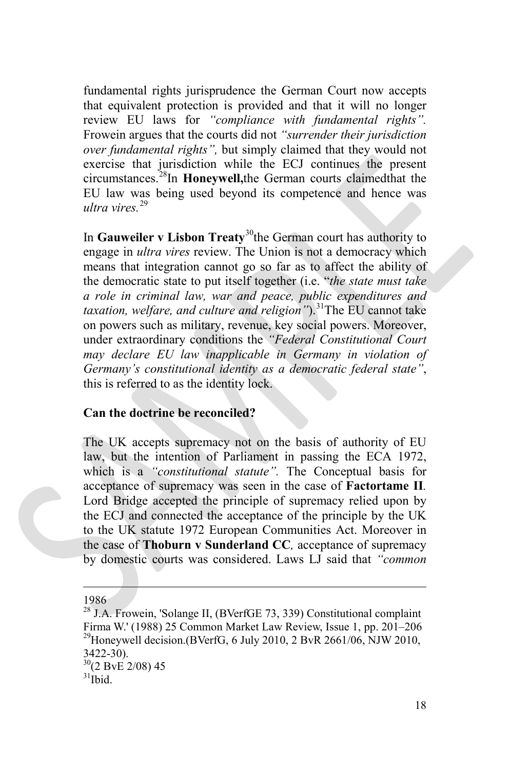fundamental rights jurisprudence the German Court now accepts that equivalent protection is provided and that it will no longer review EU laws for *"compliance with fundamental rights"*. Frowein argues that the courts did not *"surrender their jurisdiction over fundamental rights",* but simply claimed that they would not exercise that jurisdiction while the ECJ continues the present circumstances.[28]In **Honeywell,**the German courts claimedthat the EU law was being used beyond its competence and hence was *ultra vires.*[29]

In **Gauweiler v Lisbon Treaty**[30]the German court has authority to engage in *ultra vires* review. The Union is not a democracy which means that integration cannot go so far as to affect the ability of the democratic state to put itself together (i.e. "*the state must take a role in criminal law, war and peace, public expenditures and taxation, welfare, and culture and religion"*).[31]The EU cannot take on powers such as military, revenue, key social powers. Moreover, under extraordinary conditions the *"Federal Constitutional Court may declare EU law inapplicable in Germany in violation of Germany's constitutional identity as a democratic federal state"*, this is referred to as the identity lock.

**Can the doctrine be reconciled?**

The UK accepts supremacy not on the basis of authority of EU law, but the intention of Parliament in passing the ECA 1972, which is a *"constitutional statute".* The Conceptual basis for acceptance of supremacy was seen in the case of **Factortame II**. Lord Bridge accepted the principle of supremacy relied upon by the ECJ and connected the acceptance of the principle by the UK to the UK statute 1972 European Communities Act. Moreover in the case of **Thoburn v Sunderland CC***,* acceptance of supremacy by domestic courts was considered. Laws LJ said that *"common*

---

1986

[28] J.A. Frowein, 'Solange II, (BVerfGE 73, 339) Constitutional complaint Firma W.' (1988) 25 Common Market Law Review, Issue 1, pp. 201–206

[29]Honeywell decision.(BVerfG, 6 July 2010, 2 BvR 2661/06, NJW 2010, 3422-30).

[30](2 BvE 2/08) 45

[31]Ibid.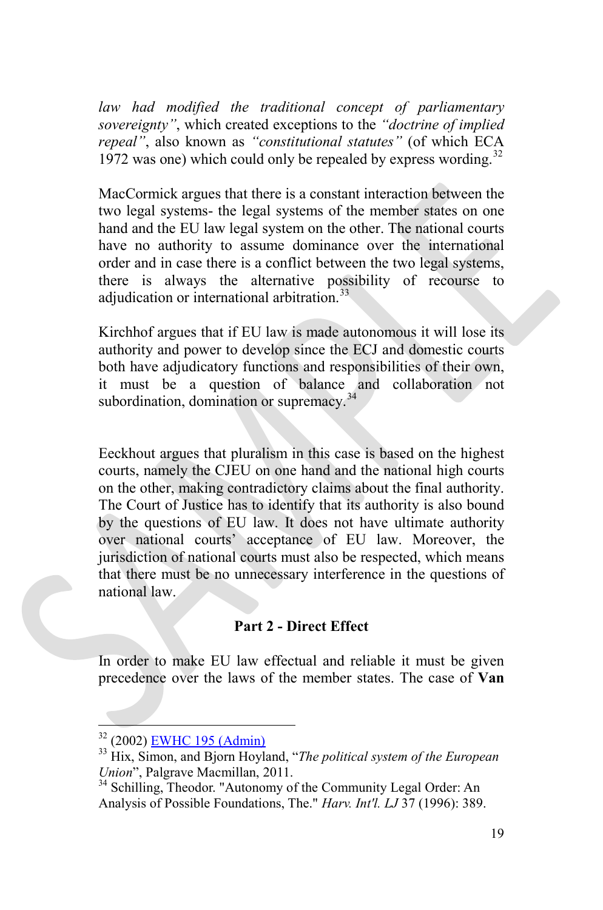*law had modified the traditional concept of parliamentary sovereignty"*, which created exceptions to the *"doctrine of implied repeal"*, also known as *"constitutional statutes"* (of which ECA 1972 was one) which could only be repealed by express wording.[32]

MacCormick argues that there is a constant interaction between the two legal systems- the legal systems of the member states on one hand and the EU law legal system on the other. The national courts have no authority to assume dominance over the international order and in case there is a conflict between the two legal systems, there is always the alternative possibility of recourse to adjudication or international arbitration.[33]

Kirchhof argues that if EU law is made autonomous it will lose its authority and power to develop since the ECJ and domestic courts both have adjudicatory functions and responsibilities of their own, it must be a question of balance and collaboration not subordination, domination or supremacy.[34]

Eeckhout argues that pluralism in this case is based on the highest courts, namely the CJEU on one hand and the national high courts on the other, making contradictory claims about the final authority. The Court of Justice has to identify that its authority is also bound by the questions of EU law. It does not have ultimate authority over national courts' acceptance of EU law. Moreover, the jurisdiction of national courts must also be respected, which means that there must be no unnecessary interference in the questions of national law.

## Part 2 - Direct Effect

In order to make EU law effectual and reliable it must be given precedence over the laws of the member states. The case of **Van**

---

[32] (2002) EWHC 195 (Admin)

[33] Hix, Simon, and Bjorn Hoyland, "*The political system of the European Union*", Palgrave Macmillan, 2011.

[34] Schilling, Theodor. "Autonomy of the Community Legal Order: An Analysis of Possible Foundations, The." *Harv. Int'l. LJ* 37 (1996): 389.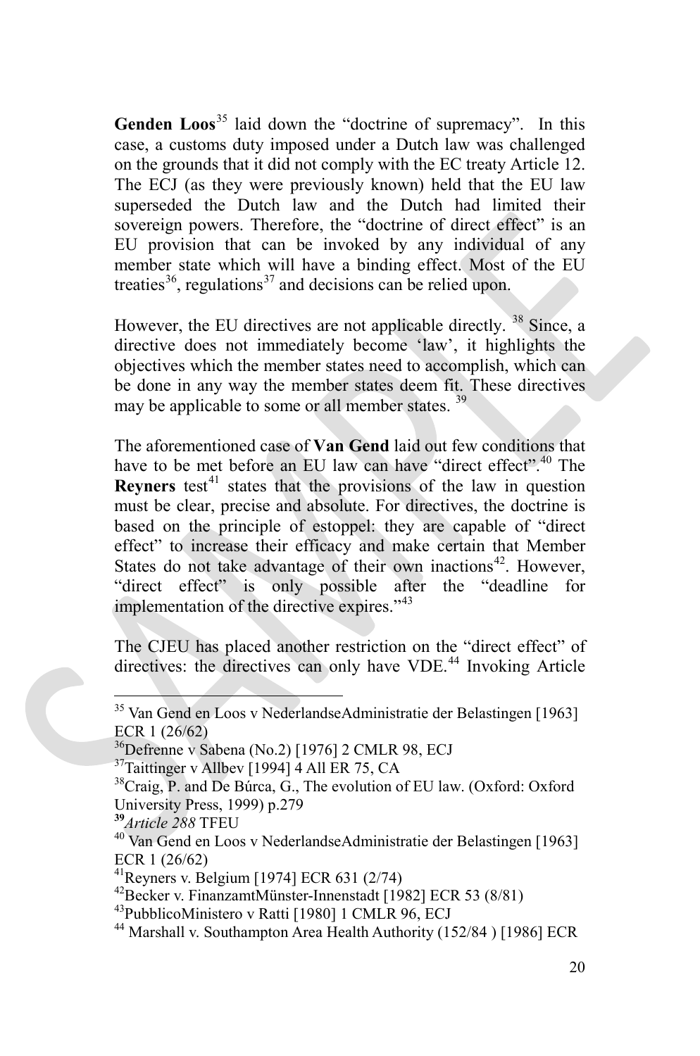**Genden Loos**[35] laid down the "doctrine of supremacy". In this case, a customs duty imposed under a Dutch law was challenged on the grounds that it did not comply with the EC treaty Article 12. The ECJ (as they were previously known) held that the EU law superseded the Dutch law and the Dutch had limited their sovereign powers. Therefore, the "doctrine of direct effect" is an EU provision that can be invoked by any individual of any member state which will have a binding effect. Most of the EU treaties[36], regulations[37] and decisions can be relied upon.

However, the EU directives are not applicable directly. [38] Since, a directive does not immediately become 'law', it highlights the objectives which the member states need to accomplish, which can be done in any way the member states deem fit. These directives may be applicable to some or all member states. [39]

The aforementioned case of **Van Gend** laid out few conditions that have to be met before an EU law can have "direct effect".[40] The **Reyners** test[41] states that the provisions of the law in question must be clear, precise and absolute. For directives, the doctrine is based on the principle of estoppel: they are capable of "direct effect" to increase their efficacy and make certain that Member States do not take advantage of their own inactions[42]. However, "direct effect" is only possible after the "deadline for implementation of the directive expires."[43]

The CJEU has placed another restriction on the "direct effect" of directives: the directives can only have VDE.[44] Invoking Article

---

[35] Van Gend en Loos v NederlandseAdministratie der Belastingen [1963] ECR 1 (26/62)

[36] Defrenne v Sabena (No.2) [1976] 2 CMLR 98, ECJ

[37] Taittinger v Allbev [1994] 4 All ER 75, CA

[38] Craig, P. and De Búrca, G., The evolution of EU law. (Oxford: Oxford University Press, 1999) p.279

[39] *Article 288* TFEU

[40] Van Gend en Loos v NederlandseAdministratie der Belastingen [1963] ECR 1 (26/62)

[41] Reyners v. Belgium [1974] ECR 631 (2/74)

[42] Becker v. FinanzamtMünster-Innenstadt [1982] ECR 53 (8/81)

[43] PubblicoMinistero v Ratti [1980] 1 CMLR 96, ECJ

[44] Marshall v. Southampton Area Health Authority (152/84 ) [1986] ECR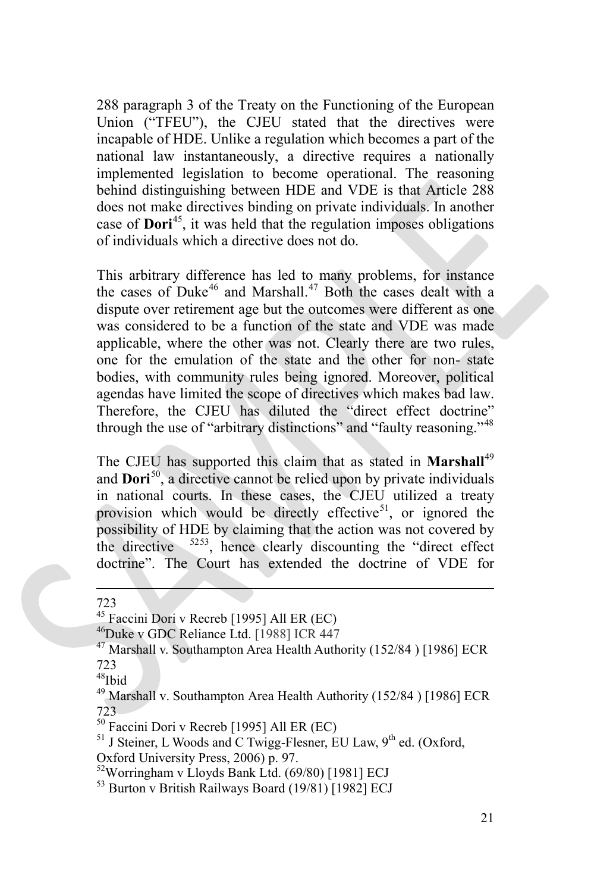288 paragraph 3 of the Treaty on the Functioning of the European Union ("TFEU"), the CJEU stated that the directives were incapable of HDE. Unlike a regulation which becomes a part of the national law instantaneously, a directive requires a nationally implemented legislation to become operational. The reasoning behind distinguishing between HDE and VDE is that Article 288 does not make directives binding on private individuals. In another case of **Dori**[45], it was held that the regulation imposes obligations of individuals which a directive does not do.

This arbitrary difference has led to many problems, for instance the cases of Duke[46] and Marshall.[47] Both the cases dealt with a dispute over retirement age but the outcomes were different as one was considered to be a function of the state and VDE was made applicable, where the other was not. Clearly there are two rules, one for the emulation of the state and the other for non- state bodies, with community rules being ignored. Moreover, political agendas have limited the scope of directives which makes bad law. Therefore, the CJEU has diluted the "direct effect doctrine" through the use of "arbitrary distinctions" and "faulty reasoning."[48]

The CJEU has supported this claim that as stated in **Marshall**[49] and **Dori**[50], a directive cannot be relied upon by private individuals in national courts. In these cases, the CJEU utilized a treaty provision which would be directly effective[51], or ignored the possibility of HDE by claiming that the action was not covered by the directive [52][53], hence clearly discounting the "direct effect doctrine". The Court has extended the doctrine of VDE for

---

723

[45] Faccini Dori v Recreb [1995] All ER (EC)

[46] Duke v GDC Reliance Ltd. [1988] ICR 447

[47] Marshall v. Southampton Area Health Authority (152/84 ) [1986] ECR 723

[48] Ibid

[49] Marshall v. Southampton Area Health Authority (152/84 ) [1986] ECR 723

[50] Faccini Dori v Recreb [1995] All ER (EC)

[51] J Steiner, L Woods and C Twigg-Flesner, EU Law, 9th ed. (Oxford, Oxford University Press, 2006) p. 97.

[52] Worringham v Lloyds Bank Ltd. (69/80) [1981] ECJ

[53] Burton v British Railways Board (19/81) [1982] ECJ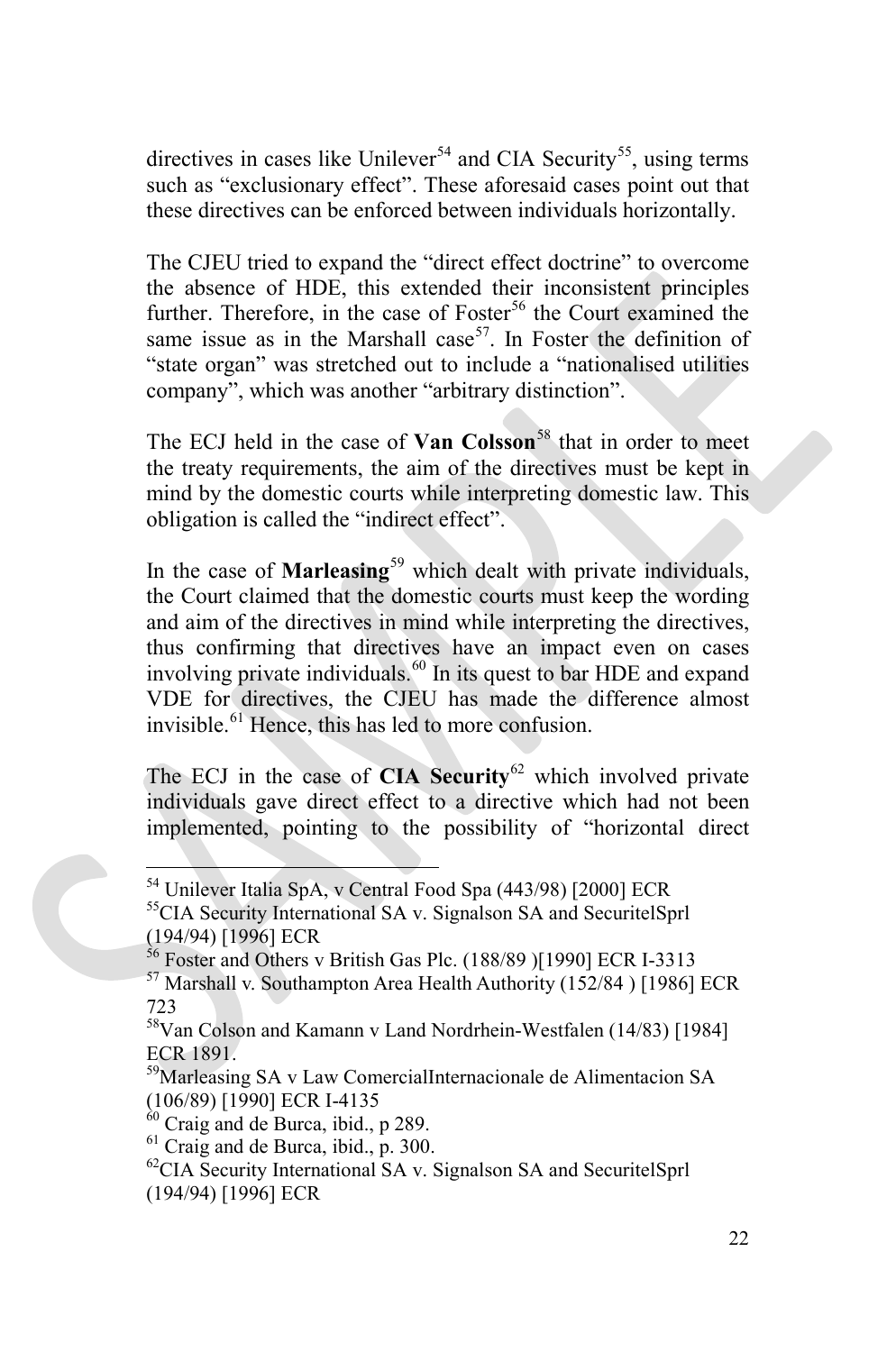directives in cases like Unilever[54] and CIA Security[55], using terms such as "exclusionary effect". These aforesaid cases point out that these directives can be enforced between individuals horizontally.

The CJEU tried to expand the "direct effect doctrine" to overcome the absence of HDE, this extended their inconsistent principles further. Therefore, in the case of Foster[56] the Court examined the same issue as in the Marshall case[57]. In Foster the definition of "state organ" was stretched out to include a "nationalised utilities company", which was another "arbitrary distinction".

The ECJ held in the case of **Van Colsson**[58] that in order to meet the treaty requirements, the aim of the directives must be kept in mind by the domestic courts while interpreting domestic law. This obligation is called the "indirect effect".

In the case of **Marleasing**[59] which dealt with private individuals, the Court claimed that the domestic courts must keep the wording and aim of the directives in mind while interpreting the directives, thus confirming that directives have an impact even on cases involving private individuals.[60] In its quest to bar HDE and expand VDE for directives, the CJEU has made the difference almost invisible.[61] Hence, this has led to more confusion.

The ECJ in the case of **CIA Security**[62] which involved private individuals gave direct effect to a directive which had not been implemented, pointing to the possibility of "horizontal direct

---

[54] Unilever Italia SpA, v Central Food Spa (443/98) [2000] ECR

[55] CIA Security International SA v. Signalson SA and SecuritelSprl (194/94) [1996] ECR

[56] Foster and Others v British Gas Plc. (188/89 )[1990] ECR I-3313

[57] Marshall v. Southampton Area Health Authority (152/84 ) [1986] ECR 723

[58] Van Colson and Kamann v Land Nordrhein-Westfalen (14/83) [1984] ECR 1891.

[59] Marleasing SA v Law ComercialInternacionale de Alimentacion SA (106/89) [1990] ECR I-4135

[60] Craig and de Burca, ibid., p 289.

[61] Craig and de Burca, ibid., p. 300.

[62] CIA Security International SA v. Signalson SA and SecuritelSprl (194/94) [1996] ECR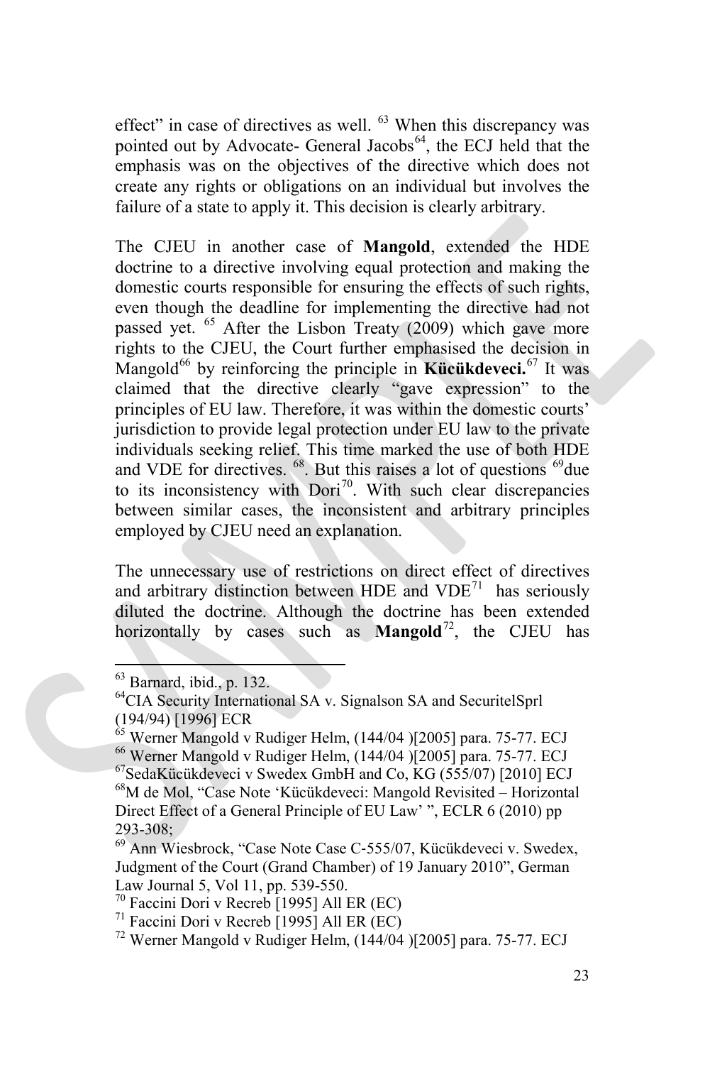effect" in case of directives as well. [63] When this discrepancy was pointed out by Advocate- General Jacobs[64], the ECJ held that the emphasis was on the objectives of the directive which does not create any rights or obligations on an individual but involves the failure of a state to apply it. This decision is clearly arbitrary.

The CJEU in another case of **Mangold**, extended the HDE doctrine to a directive involving equal protection and making the domestic courts responsible for ensuring the effects of such rights, even though the deadline for implementing the directive had not passed yet. [65] After the Lisbon Treaty (2009) which gave more rights to the CJEU, the Court further emphasised the decision in Mangold[66] by reinforcing the principle in **Kücükdeveci.**[67] It was claimed that the directive clearly "gave expression" to the principles of EU law. Therefore, it was within the domestic courts' jurisdiction to provide legal protection under EU law to the private individuals seeking relief. This time marked the use of both HDE and VDE for directives. [68]. But this raises a lot of questions [69]due to its inconsistency with Dori[70]. With such clear discrepancies between similar cases, the inconsistent and arbitrary principles employed by CJEU need an explanation.

The unnecessary use of restrictions on direct effect of directives and arbitrary distinction between HDE and VDE[71] has seriously diluted the doctrine. Although the doctrine has been extended horizontally by cases such as **Mangold**[72], the CJEU has

---

[63] Barnard, ibid., p. 132.

[64] CIA Security International SA v. Signalson SA and SecuritelSprl (194/94) [1996] ECR

[65] Werner Mangold v Rudiger Helm, (144/04 )[2005] para. 75-77. ECJ

[66] Werner Mangold v Rudiger Helm, (144/04 )[2005] para. 75-77. ECJ

[67] SedaKücükdeveci v Swedex GmbH and Co, KG (555/07) [2010] ECJ

[68] M de Mol, "Case Note 'Kücükdeveci: Mangold Revisited – Horizontal Direct Effect of a General Principle of EU Law' ", ECLR 6 (2010) pp 293-308;

[69] Ann Wiesbrock, "Case Note Case C-555/07, Kücükdeveci v. Swedex, Judgment of the Court (Grand Chamber) of 19 January 2010", German Law Journal 5, Vol 11, pp. 539-550.

[70] Faccini Dori v Recreb [1995] All ER (EC)

[71] Faccini Dori v Recreb [1995] All ER (EC)

[72] Werner Mangold v Rudiger Helm, (144/04 )[2005] para. 75-77. ECJ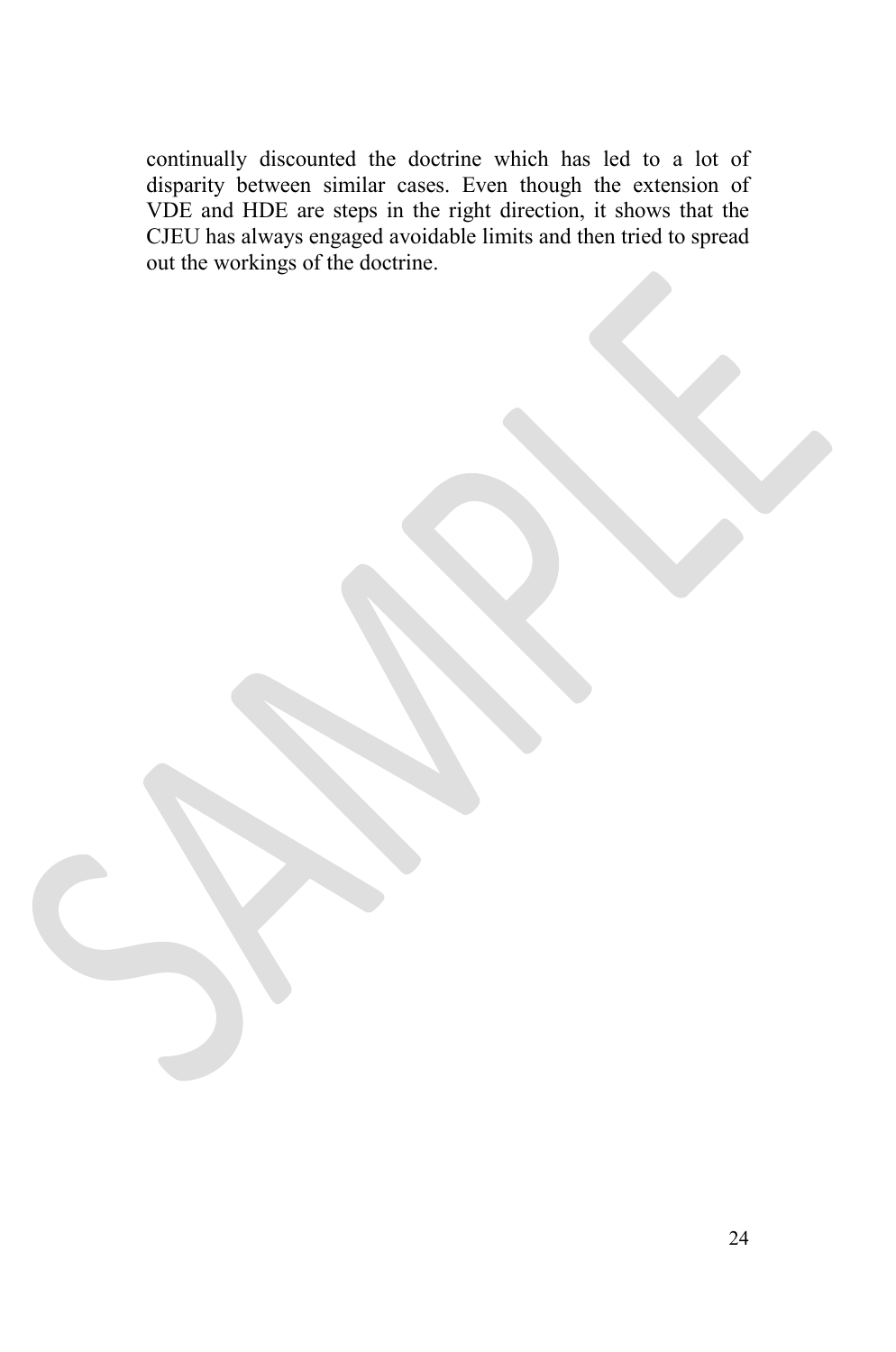continually discounted the doctrine which has led to a lot of disparity between similar cases. Even though the extension of VDE and HDE are steps in the right direction, it shows that the CJEU has always engaged avoidable limits and then tried to spread out the workings of the doctrine.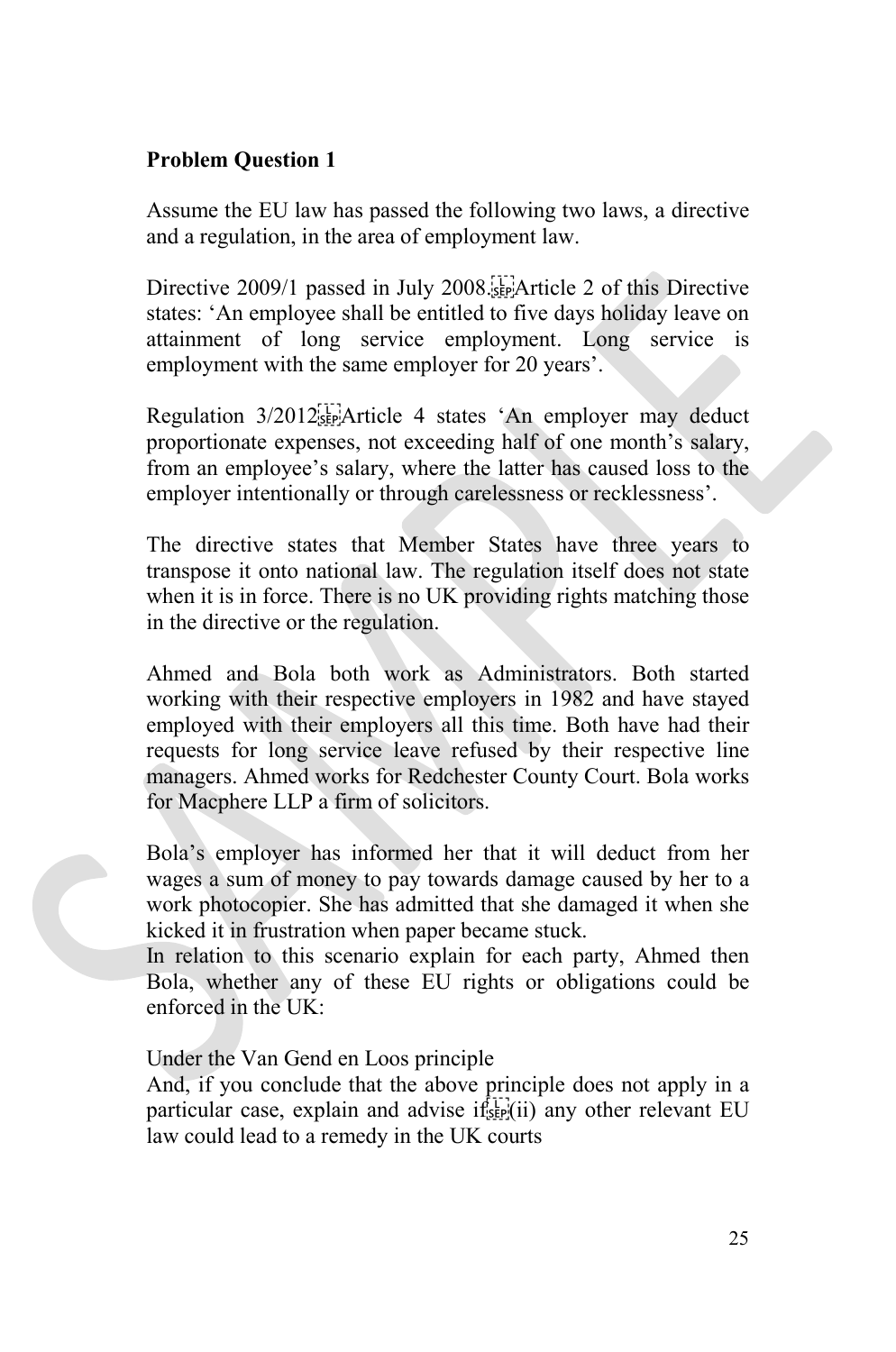**Problem Question 1**

Assume the EU law has passed the following two laws, a directive and a regulation, in the area of employment law.

Directive 2009/1 passed in July 2008. Article 2 of this Directive states: 'An employee shall be entitled to five days holiday leave on attainment of long service employment. Long service is employment with the same employer for 20 years'.

Regulation 3/2012 Article 4 states 'An employer may deduct proportionate expenses, not exceeding half of one month's salary, from an employee's salary, where the latter has caused loss to the employer intentionally or through carelessness or recklessness'.

The directive states that Member States have three years to transpose it onto national law. The regulation itself does not state when it is in force. There is no UK providing rights matching those in the directive or the regulation.

Ahmed and Bola both work as Administrators. Both started working with their respective employers in 1982 and have stayed employed with their employers all this time. Both have had their requests for long service leave refused by their respective line managers. Ahmed works for Redchester County Court. Bola works for Macphere LLP a firm of solicitors.

Bola's employer has informed her that it will deduct from her wages a sum of money to pay towards damage caused by her to a work photocopier. She has admitted that she damaged it when she kicked it in frustration when paper became stuck.

In relation to this scenario explain for each party, Ahmed then Bola, whether any of these EU rights or obligations could be enforced in the UK:

Under the Van Gend en Loos principle

And, if you conclude that the above principle does not apply in a particular case, explain and advise if (ii) any other relevant EU law could lead to a remedy in the UK courts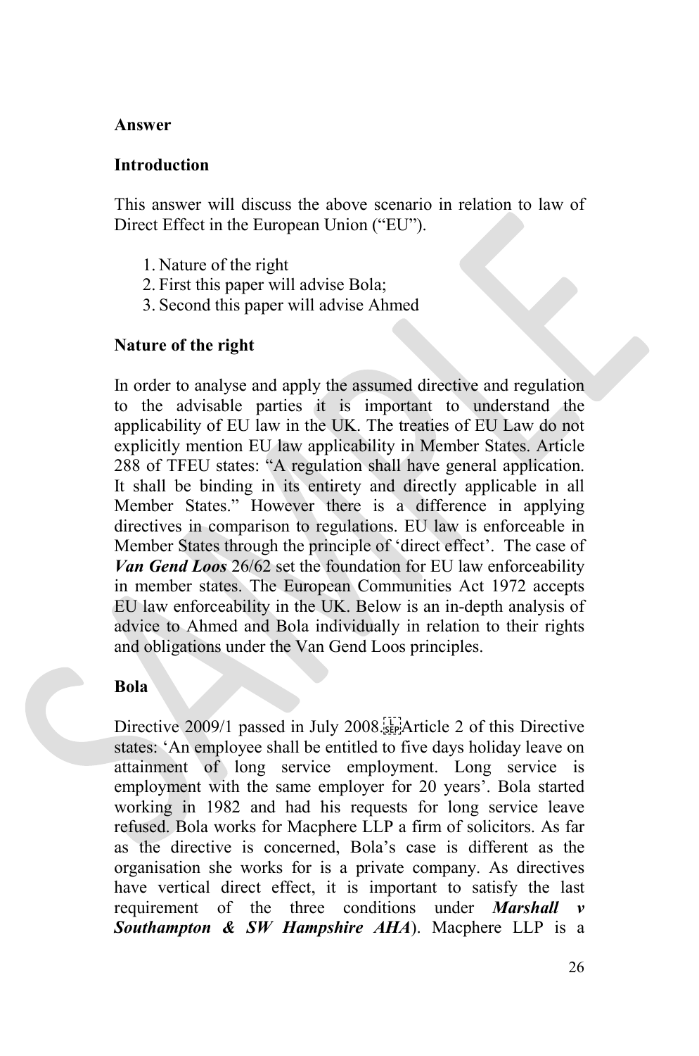**Answer**

**Introduction**

This answer will discuss the above scenario in relation to law of Direct Effect in the European Union ("EU").

1. Nature of the right
2. First this paper will advise Bola;
3. Second this paper will advise Ahmed

**Nature of the right**

In order to analyse and apply the assumed directive and regulation to the advisable parties it is important to understand the applicability of EU law in the UK. The treaties of EU Law do not explicitly mention EU law applicability in Member States. Article 288 of TFEU states: "A regulation shall have general application. It shall be binding in its entirety and directly applicable in all Member States." However there is a difference in applying directives in comparison to regulations. EU law is enforceable in Member States through the principle of 'direct effect'. The case of ***Van Gend Loos*** 26/62 set the foundation for EU law enforceability in member states. The European Communities Act 1972 accepts EU law enforceability in the UK. Below is an in-depth analysis of advice to Ahmed and Bola individually in relation to their rights and obligations under the Van Gend Loos principles.

**Bola**

Directive 2009/1 passed in July 2008. Article 2 of this Directive states: 'An employee shall be entitled to five days holiday leave on attainment of long service employment. Long service is employment with the same employer for 20 years'. Bola started working in 1982 and had his requests for long service leave refused. Bola works for Macphere LLP a firm of solicitors. As far as the directive is concerned, Bola's case is different as the organisation she works for is a private company. As directives have vertical direct effect, it is important to satisfy the last requirement of the three conditions under ***Marshall v Southampton & SW Hampshire AHA***). Macphere LLP is a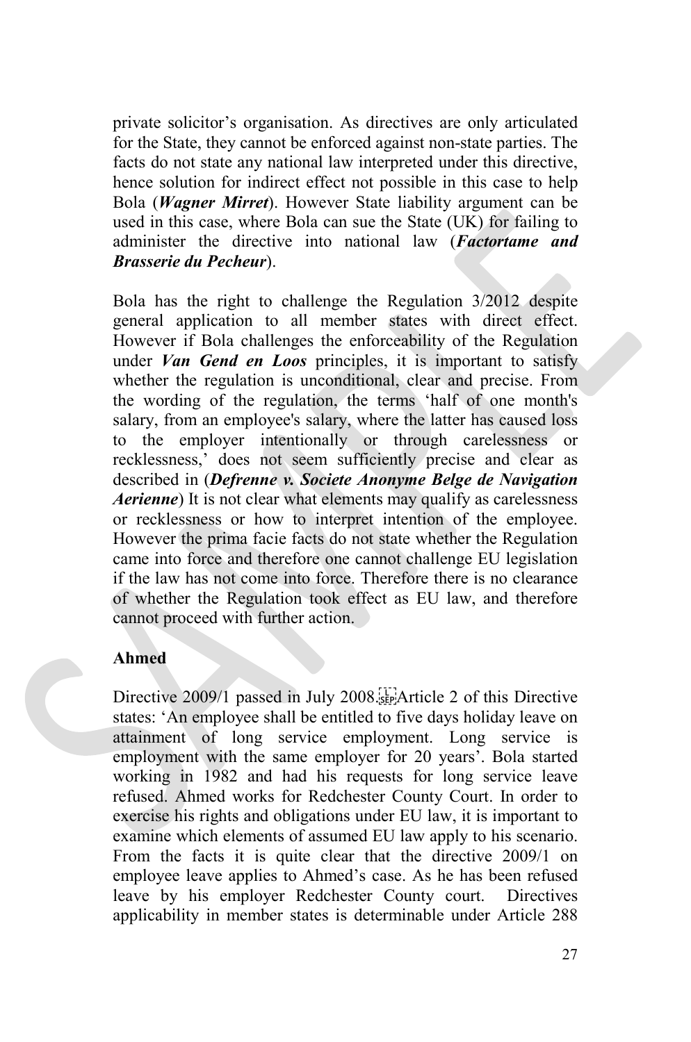private solicitor's organisation. As directives are only articulated for the State, they cannot be enforced against non-state parties. The facts do not state any national law interpreted under this directive, hence solution for indirect effect not possible in this case to help Bola (***Wagner Mirret***). However State liability argument can be used in this case, where Bola can sue the State (UK) for failing to administer the directive into national law (***Factortame and Brasserie du Pecheur***).

Bola has the right to challenge the Regulation 3/2012 despite general application to all member states with direct effect. However if Bola challenges the enforceability of the Regulation under ***Van Gend en Loos*** principles, it is important to satisfy whether the regulation is unconditional, clear and precise. From the wording of the regulation, the terms 'half of one month's salary, from an employee's salary, where the latter has caused loss to the employer intentionally or through carelessness or recklessness,' does not seem sufficiently precise and clear as described in (***Defrenne v. Societe Anonyme Belge de Navigation Aerienne***) It is not clear what elements may qualify as carelessness or recklessness or how to interpret intention of the employee. However the prima facie facts do not state whether the Regulation came into force and therefore one cannot challenge EU legislation if the law has not come into force. Therefore there is no clearance of whether the Regulation took effect as EU law, and therefore cannot proceed with further action.

**Ahmed**

Directive 2009/1 passed in July 2008. Article 2 of this Directive states: 'An employee shall be entitled to five days holiday leave on attainment of long service employment. Long service is employment with the same employer for 20 years'. Bola started working in 1982 and had his requests for long service leave refused. Ahmed works for Redchester County Court. In order to exercise his rights and obligations under EU law, it is important to examine which elements of assumed EU law apply to his scenario. From the facts it is quite clear that the directive 2009/1 on employee leave applies to Ahmed's case. As he has been refused leave by his employer Redchester County court. Directives applicability in member states is determinable under Article 288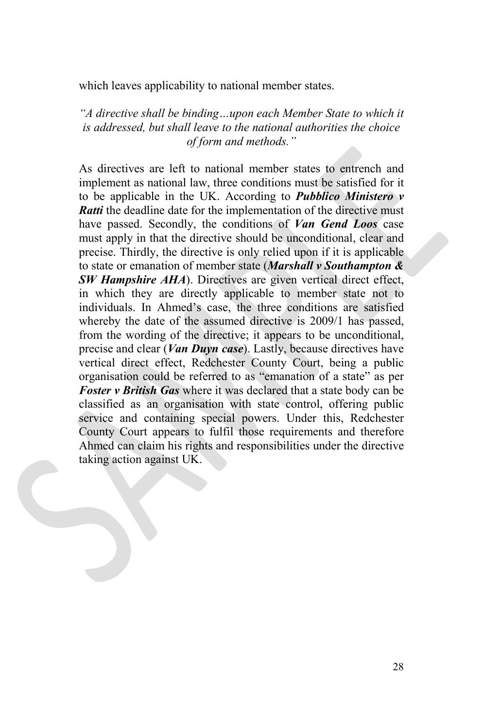which leaves applicability to national member states.

*"A directive shall be binding…upon each Member State to which it is addressed, but shall leave to the national authorities the choice of form and methods."*

As directives are left to national member states to entrench and implement as national law, three conditions must be satisfied for it to be applicable in the UK. According to ***Pubblico Ministero v Ratti*** the deadline date for the implementation of the directive must have passed. Secondly, the conditions of ***Van Gend Loos*** case must apply in that the directive should be unconditional, clear and precise. Thirdly, the directive is only relied upon if it is applicable to state or emanation of member state (***Marshall v Southampton & SW Hampshire AHA***). Directives are given vertical direct effect, in which they are directly applicable to member state not to individuals. In Ahmed's case, the three conditions are satisfied whereby the date of the assumed directive is 2009/1 has passed, from the wording of the directive; it appears to be unconditional, precise and clear (***Van Duyn case***). Lastly, because directives have vertical direct effect, Redchester County Court, being a public organisation could be referred to as "emanation of a state" as per ***Foster v British Gas*** where it was declared that a state body can be classified as an organisation with state control, offering public service and containing special powers. Under this, Redchester County Court appears to fulfil those requirements and therefore Ahmed can claim his rights and responsibilities under the directive taking action against UK.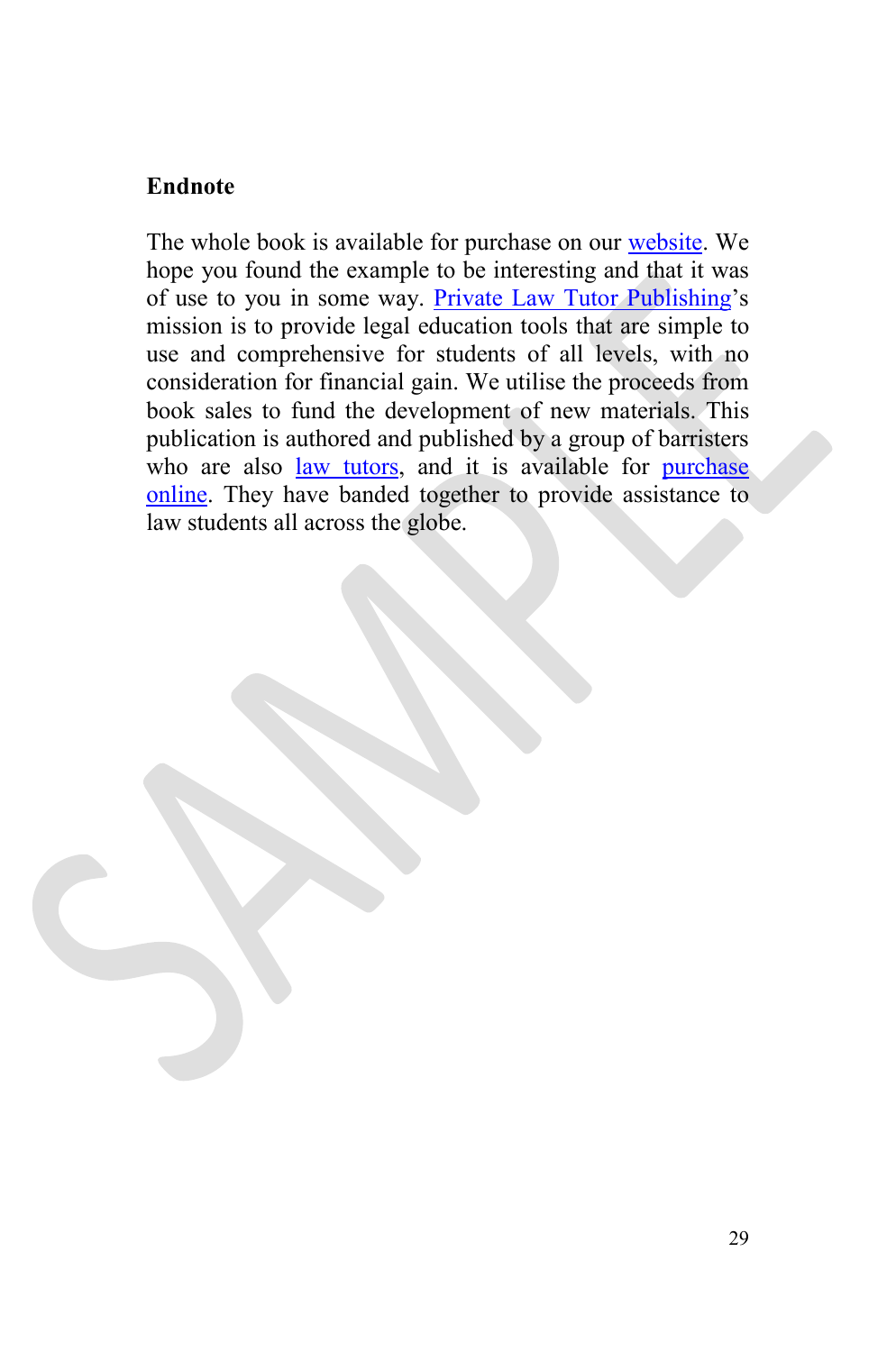## Endnote

The whole book is available for purchase on our website. We hope you found the example to be interesting and that it was of use to you in some way. Private Law Tutor Publishing's mission is to provide legal education tools that are simple to use and comprehensive for students of all levels, with no consideration for financial gain. We utilise the proceeds from book sales to fund the development of new materials. This publication is authored and published by a group of barristers who are also law tutors, and it is available for purchase online. They have banded together to provide assistance to law students all across the globe.